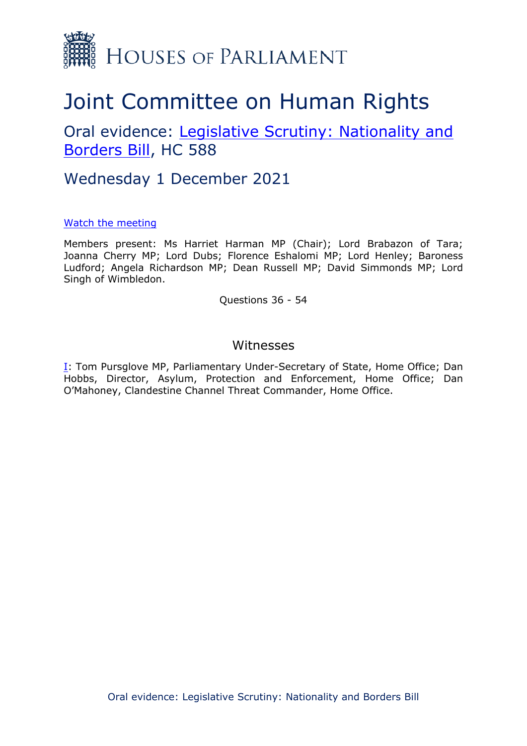HOUSES OF PARLIAMENT

# Joint Committee on Human Rights

## Oral evidence: Legislative Scrutiny: Nationality and Borders Bill, HC 588

## Wednesday 1 December 2021

Watch the meeting

Members present: Ms Harriet Harman MP (Chair); Lord Brabazon of Tara; Joanna Cherry MP; Lord Dubs; Florence Eshalomi MP; Lord Henley; Baroness Ludford; Angela Richardson MP; Dean Russell MP; David Simmonds MP; Lord Singh of Wimbledon.

Questions 36 - 54

### Witnesses

I: Tom Pursglove MP, Parliamentary Under-Secretary of State, Home Office; Dan Hobbs, Director, Asylum, Protection and Enforcement, Home Office; Dan O'Mahoney, Clandestine Channel Threat Commander, Home Office.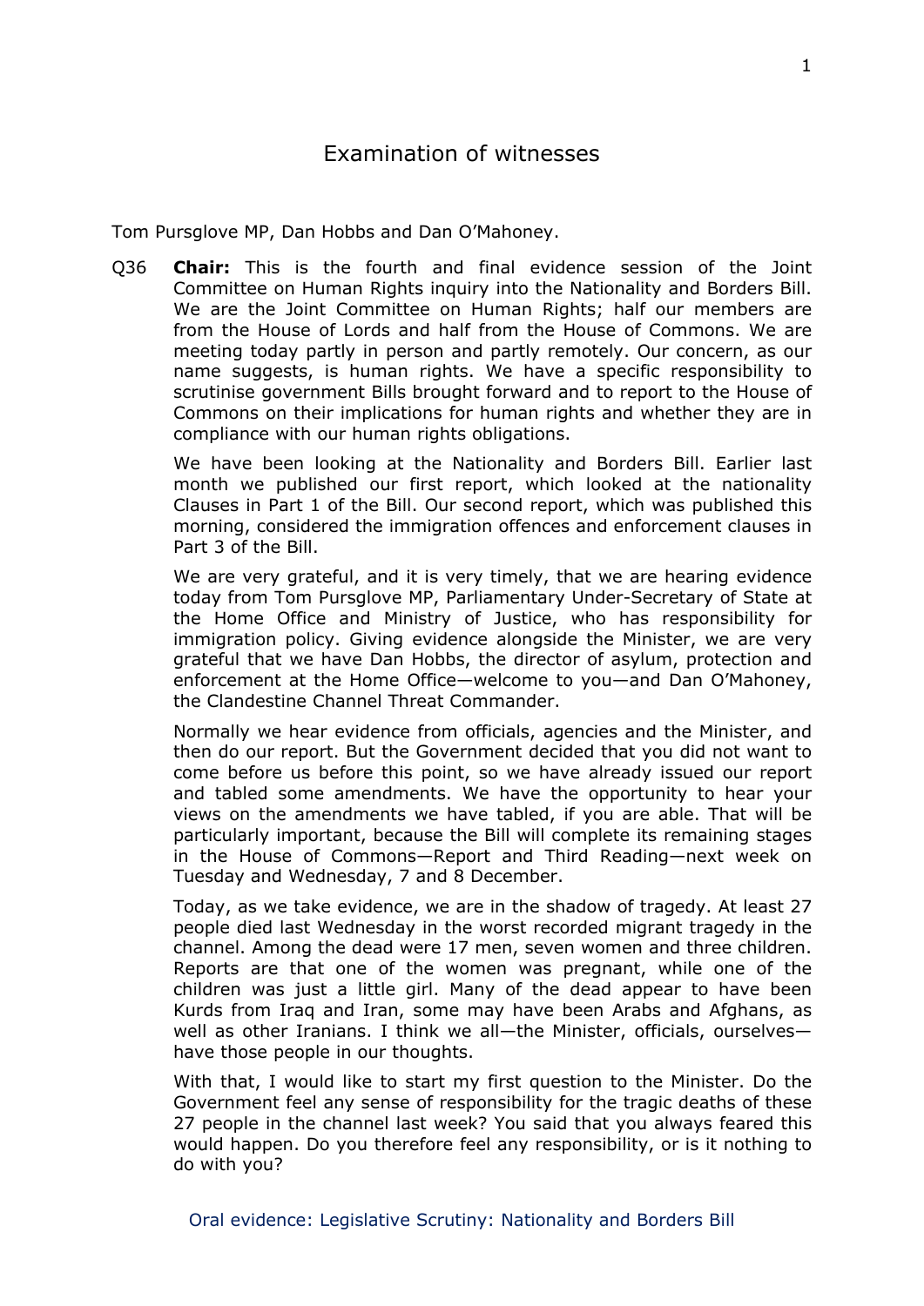# Examination of witnesses

Tom Pursglove MP, Dan Hobbs and Dan O'Mahoney.

Q36 **Chair:** This is the fourth and final evidence session of the Joint Committee on Human Rights inquiry into the Nationality and Borders Bill. We are the Joint Committee on Human Rights; half our members are from the House of Lords and half from the House of Commons. We are meeting today partly in person and partly remotely. Our concern, as our name suggests, is human rights. We have a specific responsibility to scrutinise government Bills brought forward and to report to the House of Commons on their implications for human rights and whether they are in compliance with our human rights obligations.

We have been looking at the Nationality and Borders Bill. Earlier last month we published our first report, which looked at the nationality Clauses in Part 1 of the Bill. Our second report, which was published this morning, considered the immigration offences and enforcement clauses in Part 3 of the Bill.

We are very grateful, and it is very timely, that we are hearing evidence today from Tom Pursglove MP, Parliamentary Under-Secretary of State at the Home Office and Ministry of Justice, who has responsibility for immigration policy. Giving evidence alongside the Minister, we are very grateful that we have Dan Hobbs, the director of asylum, protection and enforcement at the Home Office—welcome to you—and Dan O'Mahoney, the Clandestine Channel Threat Commander.

Normally we hear evidence from officials, agencies and the Minister, and then do our report. But the Government decided that you did not want to come before us before this point, so we have already issued our report and tabled some amendments. We have the opportunity to hear your views on the amendments we have tabled, if you are able. That will be particularly important, because the Bill will complete its remaining stages in the House of Commons—Report and Third Reading—next week on Tuesday and Wednesday, 7 and 8 December.

Today, as we take evidence, we are in the shadow of tragedy. At least 27 people died last Wednesday in the worst recorded migrant tragedy in the channel. Among the dead were 17 men, seven women and three children. Reports are that one of the women was pregnant, while one of the children was just a little girl. Many of the dead appear to have been Kurds from Iraq and Iran, some may have been Arabs and Afghans, as well as other Iranians. I think we all—the Minister, officials, ourselves—have those people in our thoughts.

With that, I would like to start my first question to the Minister. Do the Government feel any sense of responsibility for the tragic deaths of these 27 people in the channel last week? You said that you always feared this would happen. Do you therefore feel any responsibility, or is it nothing to do with you?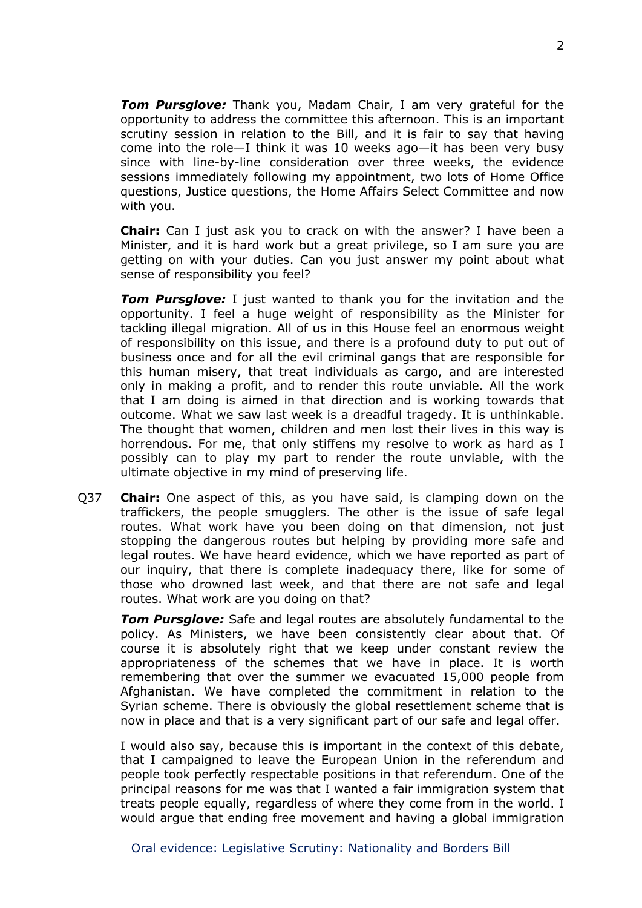***Tom Pursglove:*** Thank you, Madam Chair, I am very grateful for the opportunity to address the committee this afternoon. This is an important scrutiny session in relation to the Bill, and it is fair to say that having come into the role—I think it was 10 weeks ago—it has been very busy since with line-by-line consideration over three weeks, the evidence sessions immediately following my appointment, two lots of Home Office questions, Justice questions, the Home Affairs Select Committee and now with you.

**Chair:** Can I just ask you to crack on with the answer? I have been a Minister, and it is hard work but a great privilege, so I am sure you are getting on with your duties. Can you just answer my point about what sense of responsibility you feel?

***Tom Pursglove:*** I just wanted to thank you for the invitation and the opportunity. I feel a huge weight of responsibility as the Minister for tackling illegal migration. All of us in this House feel an enormous weight of responsibility on this issue, and there is a profound duty to put out of business once and for all the evil criminal gangs that are responsible for this human misery, that treat individuals as cargo, and are interested only in making a profit, and to render this route unviable. All the work that I am doing is aimed in that direction and is working towards that outcome. What we saw last week is a dreadful tragedy. It is unthinkable. The thought that women, children and men lost their lives in this way is horrendous. For me, that only stiffens my resolve to work as hard as I possibly can to play my part to render the route unviable, with the ultimate objective in my mind of preserving life.

Q37 **Chair:** One aspect of this, as you have said, is clamping down on the traffickers, the people smugglers. The other is the issue of safe legal routes. What work have you been doing on that dimension, not just stopping the dangerous routes but helping by providing more safe and legal routes. We have heard evidence, which we have reported as part of our inquiry, that there is complete inadequacy there, like for some of those who drowned last week, and that there are not safe and legal routes. What work are you doing on that?

***Tom Pursglove:*** Safe and legal routes are absolutely fundamental to the policy. As Ministers, we have been consistently clear about that. Of course it is absolutely right that we keep under constant review the appropriateness of the schemes that we have in place. It is worth remembering that over the summer we evacuated 15,000 people from Afghanistan. We have completed the commitment in relation to the Syrian scheme. There is obviously the global resettlement scheme that is now in place and that is a very significant part of our safe and legal offer.

I would also say, because this is important in the context of this debate, that I campaigned to leave the European Union in the referendum and people took perfectly respectable positions in that referendum. One of the principal reasons for me was that I wanted a fair immigration system that treats people equally, regardless of where they come from in the world. I would argue that ending free movement and having a global immigration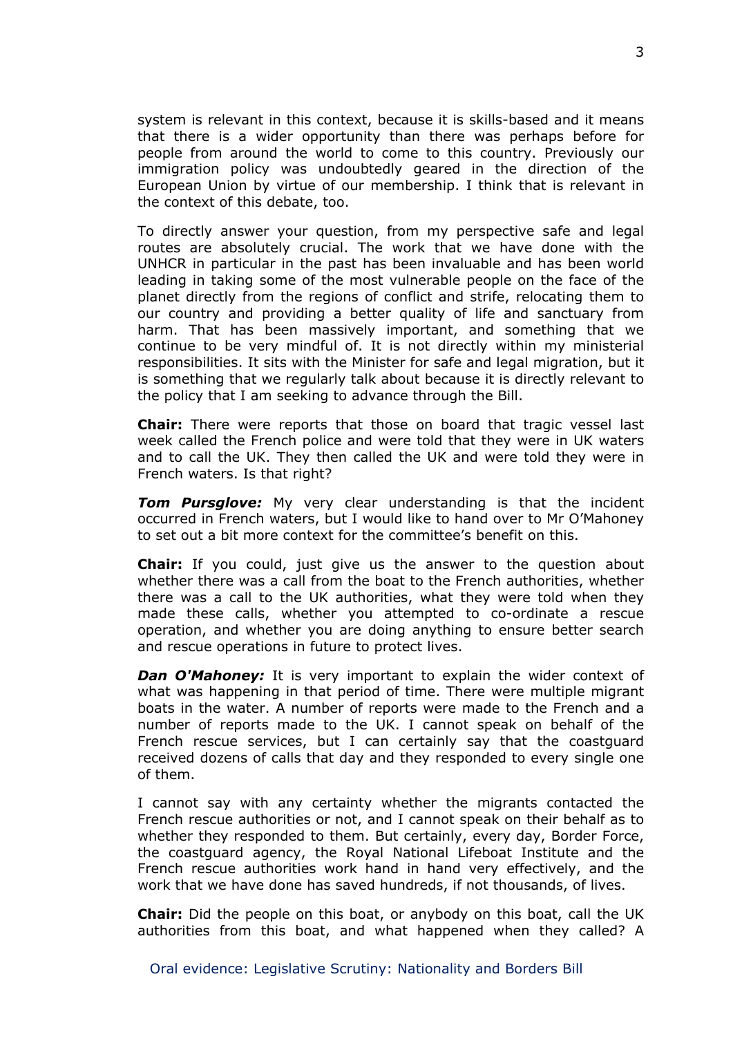system is relevant in this context, because it is skills-based and it means that there is a wider opportunity than there was perhaps before for people from around the world to come to this country. Previously our immigration policy was undoubtedly geared in the direction of the European Union by virtue of our membership. I think that is relevant in the context of this debate, too.

To directly answer your question, from my perspective safe and legal routes are absolutely crucial. The work that we have done with the UNHCR in particular in the past has been invaluable and has been world leading in taking some of the most vulnerable people on the face of the planet directly from the regions of conflict and strife, relocating them to our country and providing a better quality of life and sanctuary from harm. That has been massively important, and something that we continue to be very mindful of. It is not directly within my ministerial responsibilities. It sits with the Minister for safe and legal migration, but it is something that we regularly talk about because it is directly relevant to the policy that I am seeking to advance through the Bill.

**Chair:** There were reports that those on board that tragic vessel last week called the French police and were told that they were in UK waters and to call the UK. They then called the UK and were told they were in French waters. Is that right?

***Tom Pursglove:*** My very clear understanding is that the incident occurred in French waters, but I would like to hand over to Mr O'Mahoney to set out a bit more context for the committee's benefit on this.

**Chair:** If you could, just give us the answer to the question about whether there was a call from the boat to the French authorities, whether there was a call to the UK authorities, what they were told when they made these calls, whether you attempted to co-ordinate a rescue operation, and whether you are doing anything to ensure better search and rescue operations in future to protect lives.

***Dan O'Mahoney:*** It is very important to explain the wider context of what was happening in that period of time. There were multiple migrant boats in the water. A number of reports were made to the French and a number of reports made to the UK. I cannot speak on behalf of the French rescue services, but I can certainly say that the coastguard received dozens of calls that day and they responded to every single one of them.

I cannot say with any certainty whether the migrants contacted the French rescue authorities or not, and I cannot speak on their behalf as to whether they responded to them. But certainly, every day, Border Force, the coastguard agency, the Royal National Lifeboat Institute and the French rescue authorities work hand in hand very effectively, and the work that we have done has saved hundreds, if not thousands, of lives.

**Chair:** Did the people on this boat, or anybody on this boat, call the UK authorities from this boat, and what happened when they called? A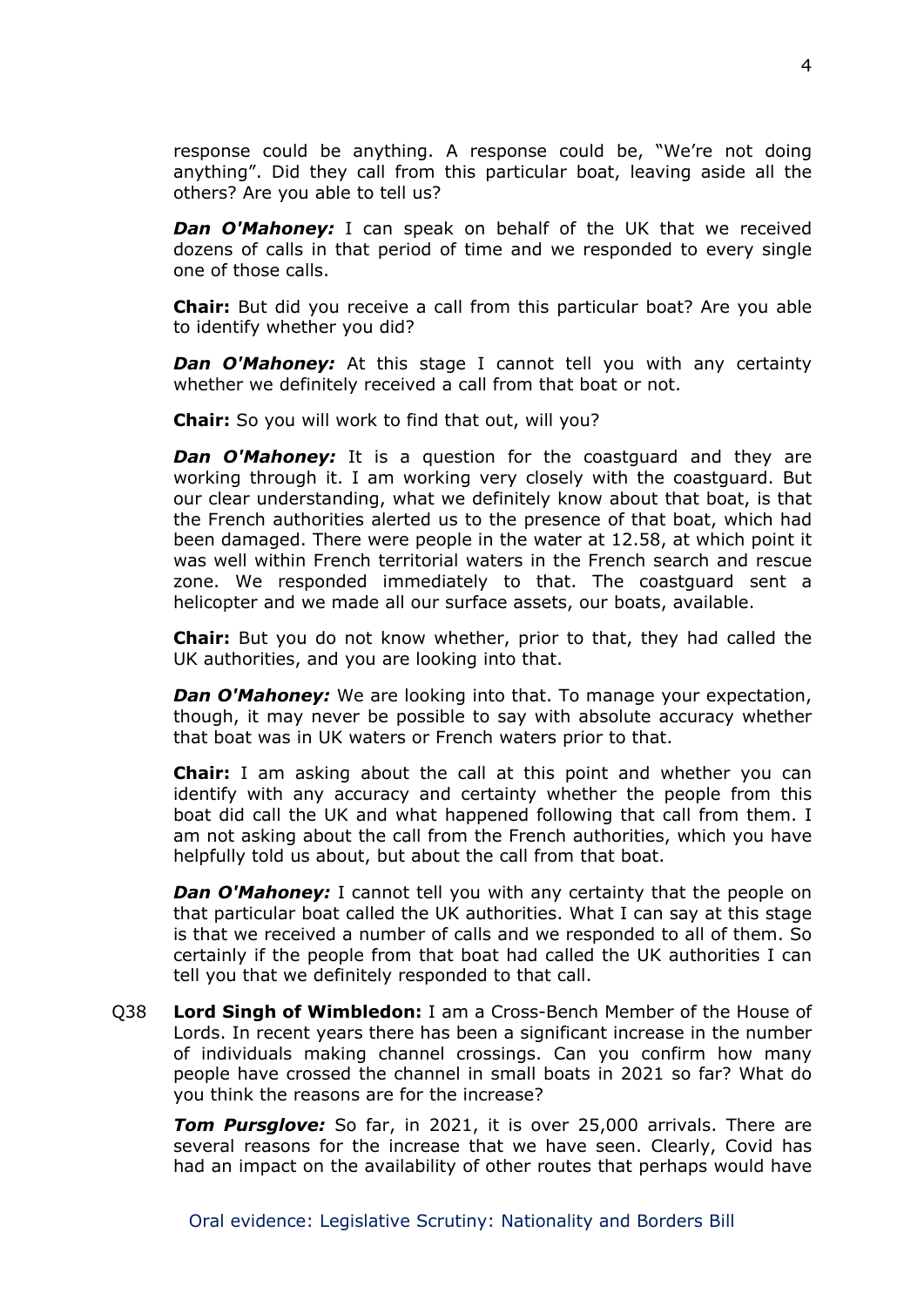response could be anything. A response could be, "We're not doing anything". Did they call from this particular boat, leaving aside all the others? Are you able to tell us?

***Dan O'Mahoney:*** I can speak on behalf of the UK that we received dozens of calls in that period of time and we responded to every single one of those calls.

**Chair:** But did you receive a call from this particular boat? Are you able to identify whether you did?

***Dan O'Mahoney:*** At this stage I cannot tell you with any certainty whether we definitely received a call from that boat or not.

**Chair:** So you will work to find that out, will you?

***Dan O'Mahoney:*** It is a question for the coastguard and they are working through it. I am working very closely with the coastguard. But our clear understanding, what we definitely know about that boat, is that the French authorities alerted us to the presence of that boat, which had been damaged. There were people in the water at 12.58, at which point it was well within French territorial waters in the French search and rescue zone. We responded immediately to that. The coastguard sent a helicopter and we made all our surface assets, our boats, available.

**Chair:** But you do not know whether, prior to that, they had called the UK authorities, and you are looking into that.

***Dan O'Mahoney:*** We are looking into that. To manage your expectation, though, it may never be possible to say with absolute accuracy whether that boat was in UK waters or French waters prior to that.

**Chair:** I am asking about the call at this point and whether you can identify with any accuracy and certainty whether the people from this boat did call the UK and what happened following that call from them. I am not asking about the call from the French authorities, which you have helpfully told us about, but about the call from that boat.

***Dan O'Mahoney:*** I cannot tell you with any certainty that the people on that particular boat called the UK authorities. What I can say at this stage is that we received a number of calls and we responded to all of them. So certainly if the people from that boat had called the UK authorities I can tell you that we definitely responded to that call.

Q38 **Lord Singh of Wimbledon:** I am a Cross-Bench Member of the House of Lords. In recent years there has been a significant increase in the number of individuals making channel crossings. Can you confirm how many people have crossed the channel in small boats in 2021 so far? What do you think the reasons are for the increase?

***Tom Pursglove:*** So far, in 2021, it is over 25,000 arrivals. There are several reasons for the increase that we have seen. Clearly, Covid has had an impact on the availability of other routes that perhaps would have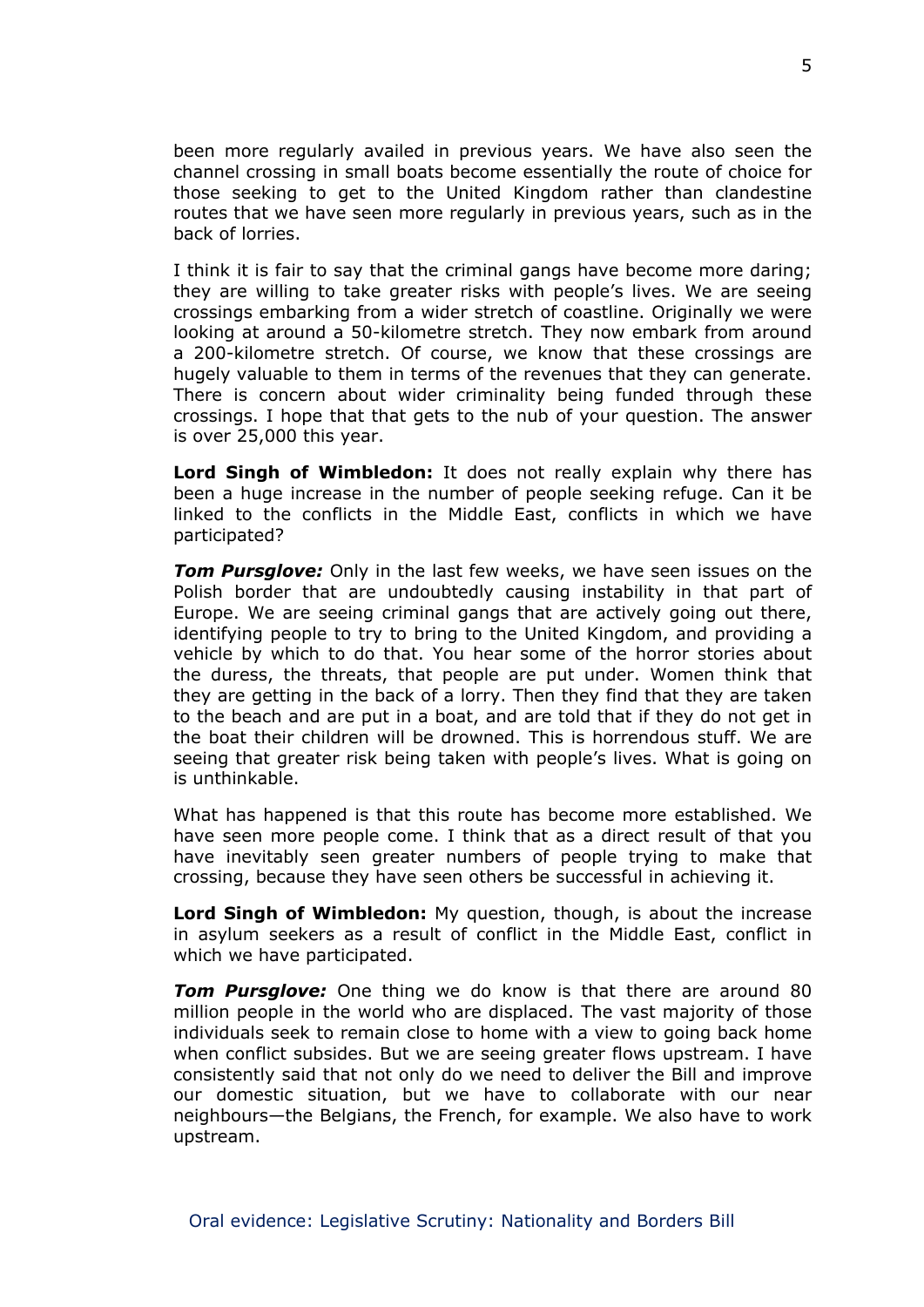been more regularly availed in previous years. We have also seen the channel crossing in small boats become essentially the route of choice for those seeking to get to the United Kingdom rather than clandestine routes that we have seen more regularly in previous years, such as in the back of lorries.

I think it is fair to say that the criminal gangs have become more daring; they are willing to take greater risks with people's lives. We are seeing crossings embarking from a wider stretch of coastline. Originally we were looking at around a 50-kilometre stretch. They now embark from around a 200-kilometre stretch. Of course, we know that these crossings are hugely valuable to them in terms of the revenues that they can generate. There is concern about wider criminality being funded through these crossings. I hope that that gets to the nub of your question. The answer is over 25,000 this year.

**Lord Singh of Wimbledon:** It does not really explain why there has been a huge increase in the number of people seeking refuge. Can it be linked to the conflicts in the Middle East, conflicts in which we have participated?

***Tom Pursglove:*** Only in the last few weeks, we have seen issues on the Polish border that are undoubtedly causing instability in that part of Europe. We are seeing criminal gangs that are actively going out there, identifying people to try to bring to the United Kingdom, and providing a vehicle by which to do that. You hear some of the horror stories about the duress, the threats, that people are put under. Women think that they are getting in the back of a lorry. Then they find that they are taken to the beach and are put in a boat, and are told that if they do not get in the boat their children will be drowned. This is horrendous stuff. We are seeing that greater risk being taken with people's lives. What is going on is unthinkable.

What has happened is that this route has become more established. We have seen more people come. I think that as a direct result of that you have inevitably seen greater numbers of people trying to make that crossing, because they have seen others be successful in achieving it.

**Lord Singh of Wimbledon:** My question, though, is about the increase in asylum seekers as a result of conflict in the Middle East, conflict in which we have participated.

***Tom Pursglove:*** One thing we do know is that there are around 80 million people in the world who are displaced. The vast majority of those individuals seek to remain close to home with a view to going back home when conflict subsides. But we are seeing greater flows upstream. I have consistently said that not only do we need to deliver the Bill and improve our domestic situation, but we have to collaborate with our near neighbours—the Belgians, the French, for example. We also have to work upstream.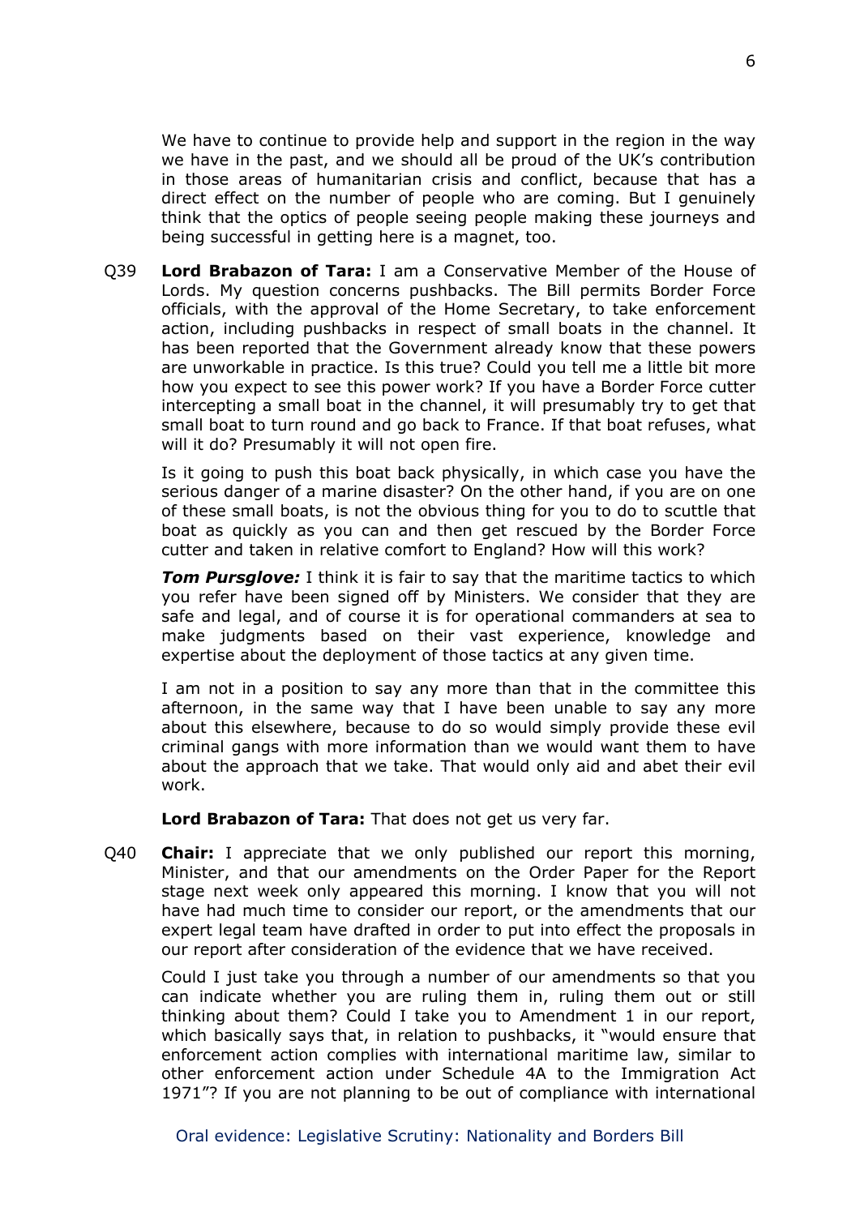We have to continue to provide help and support in the region in the way we have in the past, and we should all be proud of the UK's contribution in those areas of humanitarian crisis and conflict, because that has a direct effect on the number of people who are coming. But I genuinely think that the optics of people seeing people making these journeys and being successful in getting here is a magnet, too.

Q39 **Lord Brabazon of Tara:** I am a Conservative Member of the House of Lords. My question concerns pushbacks. The Bill permits Border Force officials, with the approval of the Home Secretary, to take enforcement action, including pushbacks in respect of small boats in the channel. It has been reported that the Government already know that these powers are unworkable in practice. Is this true? Could you tell me a little bit more how you expect to see this power work? If you have a Border Force cutter intercepting a small boat in the channel, it will presumably try to get that small boat to turn round and go back to France. If that boat refuses, what will it do? Presumably it will not open fire.

Is it going to push this boat back physically, in which case you have the serious danger of a marine disaster? On the other hand, if you are on one of these small boats, is not the obvious thing for you to do to scuttle that boat as quickly as you can and then get rescued by the Border Force cutter and taken in relative comfort to England? How will this work?

***Tom Pursglove:*** I think it is fair to say that the maritime tactics to which you refer have been signed off by Ministers. We consider that they are safe and legal, and of course it is for operational commanders at sea to make judgments based on their vast experience, knowledge and expertise about the deployment of those tactics at any given time.

I am not in a position to say any more than that in the committee this afternoon, in the same way that I have been unable to say any more about this elsewhere, because to do so would simply provide these evil criminal gangs with more information than we would want them to have about the approach that we take. That would only aid and abet their evil work.

**Lord Brabazon of Tara:** That does not get us very far.

Q40 **Chair:** I appreciate that we only published our report this morning, Minister, and that our amendments on the Order Paper for the Report stage next week only appeared this morning. I know that you will not have had much time to consider our report, or the amendments that our expert legal team have drafted in order to put into effect the proposals in our report after consideration of the evidence that we have received.

Could I just take you through a number of our amendments so that you can indicate whether you are ruling them in, ruling them out or still thinking about them? Could I take you to Amendment 1 in our report, which basically says that, in relation to pushbacks, it "would ensure that enforcement action complies with international maritime law, similar to other enforcement action under Schedule 4A to the Immigration Act 1971"? If you are not planning to be out of compliance with international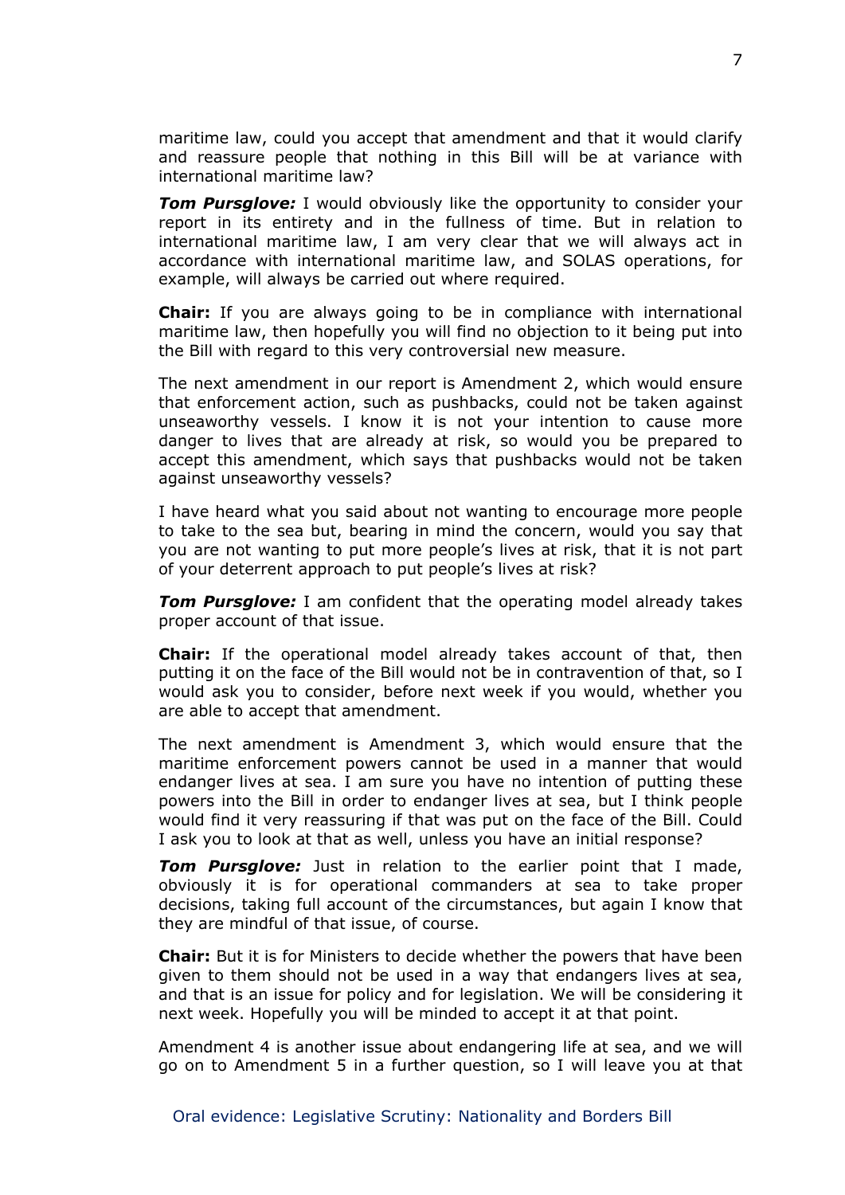maritime law, could you accept that amendment and that it would clarify and reassure people that nothing in this Bill will be at variance with international maritime law?

***Tom Pursglove:*** I would obviously like the opportunity to consider your report in its entirety and in the fullness of time. But in relation to international maritime law, I am very clear that we will always act in accordance with international maritime law, and SOLAS operations, for example, will always be carried out where required.

**Chair:** If you are always going to be in compliance with international maritime law, then hopefully you will find no objection to it being put into the Bill with regard to this very controversial new measure.

The next amendment in our report is Amendment 2, which would ensure that enforcement action, such as pushbacks, could not be taken against unseaworthy vessels. I know it is not your intention to cause more danger to lives that are already at risk, so would you be prepared to accept this amendment, which says that pushbacks would not be taken against unseaworthy vessels?

I have heard what you said about not wanting to encourage more people to take to the sea but, bearing in mind the concern, would you say that you are not wanting to put more people's lives at risk, that it is not part of your deterrent approach to put people's lives at risk?

***Tom Pursglove:*** I am confident that the operating model already takes proper account of that issue.

**Chair:** If the operational model already takes account of that, then putting it on the face of the Bill would not be in contravention of that, so I would ask you to consider, before next week if you would, whether you are able to accept that amendment.

The next amendment is Amendment 3, which would ensure that the maritime enforcement powers cannot be used in a manner that would endanger lives at sea. I am sure you have no intention of putting these powers into the Bill in order to endanger lives at sea, but I think people would find it very reassuring if that was put on the face of the Bill. Could I ask you to look at that as well, unless you have an initial response?

***Tom Pursglove:*** Just in relation to the earlier point that I made, obviously it is for operational commanders at sea to take proper decisions, taking full account of the circumstances, but again I know that they are mindful of that issue, of course.

**Chair:** But it is for Ministers to decide whether the powers that have been given to them should not be used in a way that endangers lives at sea, and that is an issue for policy and for legislation. We will be considering it next week. Hopefully you will be minded to accept it at that point.

Amendment 4 is another issue about endangering life at sea, and we will go on to Amendment 5 in a further question, so I will leave you at that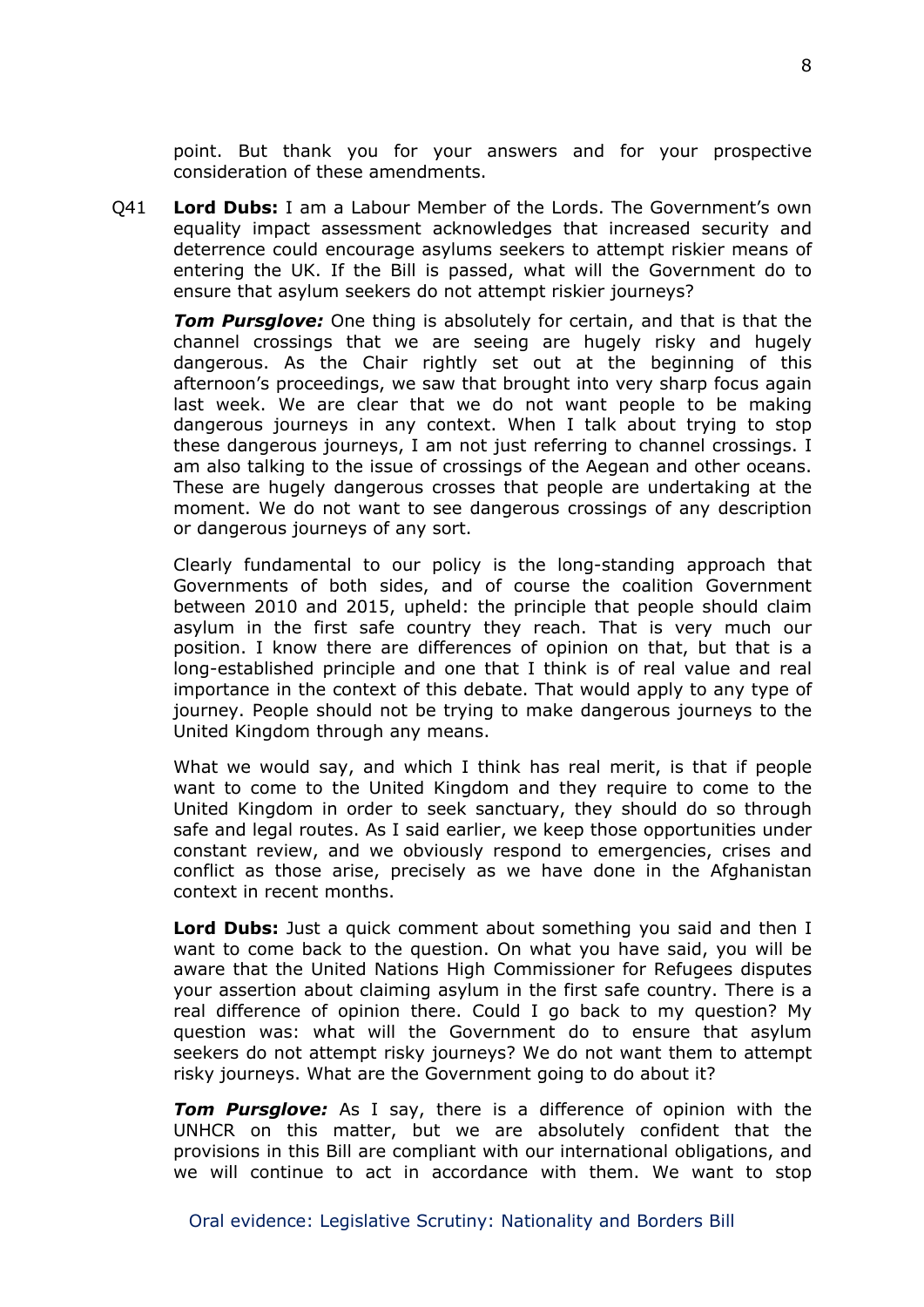point. But thank you for your answers and for your prospective consideration of these amendments.

Q41 **Lord Dubs:** I am a Labour Member of the Lords. The Government's own equality impact assessment acknowledges that increased security and deterrence could encourage asylums seekers to attempt riskier means of entering the UK. If the Bill is passed, what will the Government do to ensure that asylum seekers do not attempt riskier journeys?

***Tom Pursglove:*** One thing is absolutely for certain, and that is that the channel crossings that we are seeing are hugely risky and hugely dangerous. As the Chair rightly set out at the beginning of this afternoon's proceedings, we saw that brought into very sharp focus again last week. We are clear that we do not want people to be making dangerous journeys in any context. When I talk about trying to stop these dangerous journeys, I am not just referring to channel crossings. I am also talking to the issue of crossings of the Aegean and other oceans. These are hugely dangerous crosses that people are undertaking at the moment. We do not want to see dangerous crossings of any description or dangerous journeys of any sort.

Clearly fundamental to our policy is the long-standing approach that Governments of both sides, and of course the coalition Government between 2010 and 2015, upheld: the principle that people should claim asylum in the first safe country they reach. That is very much our position. I know there are differences of opinion on that, but that is a long-established principle and one that I think is of real value and real importance in the context of this debate. That would apply to any type of journey. People should not be trying to make dangerous journeys to the United Kingdom through any means.

What we would say, and which I think has real merit, is that if people want to come to the United Kingdom and they require to come to the United Kingdom in order to seek sanctuary, they should do so through safe and legal routes. As I said earlier, we keep those opportunities under constant review, and we obviously respond to emergencies, crises and conflict as those arise, precisely as we have done in the Afghanistan context in recent months.

**Lord Dubs:** Just a quick comment about something you said and then I want to come back to the question. On what you have said, you will be aware that the United Nations High Commissioner for Refugees disputes your assertion about claiming asylum in the first safe country. There is a real difference of opinion there. Could I go back to my question? My question was: what will the Government do to ensure that asylum seekers do not attempt risky journeys? We do not want them to attempt risky journeys. What are the Government going to do about it?

***Tom Pursglove:*** As I say, there is a difference of opinion with the UNHCR on this matter, but we are absolutely confident that the provisions in this Bill are compliant with our international obligations, and we will continue to act in accordance with them. We want to stop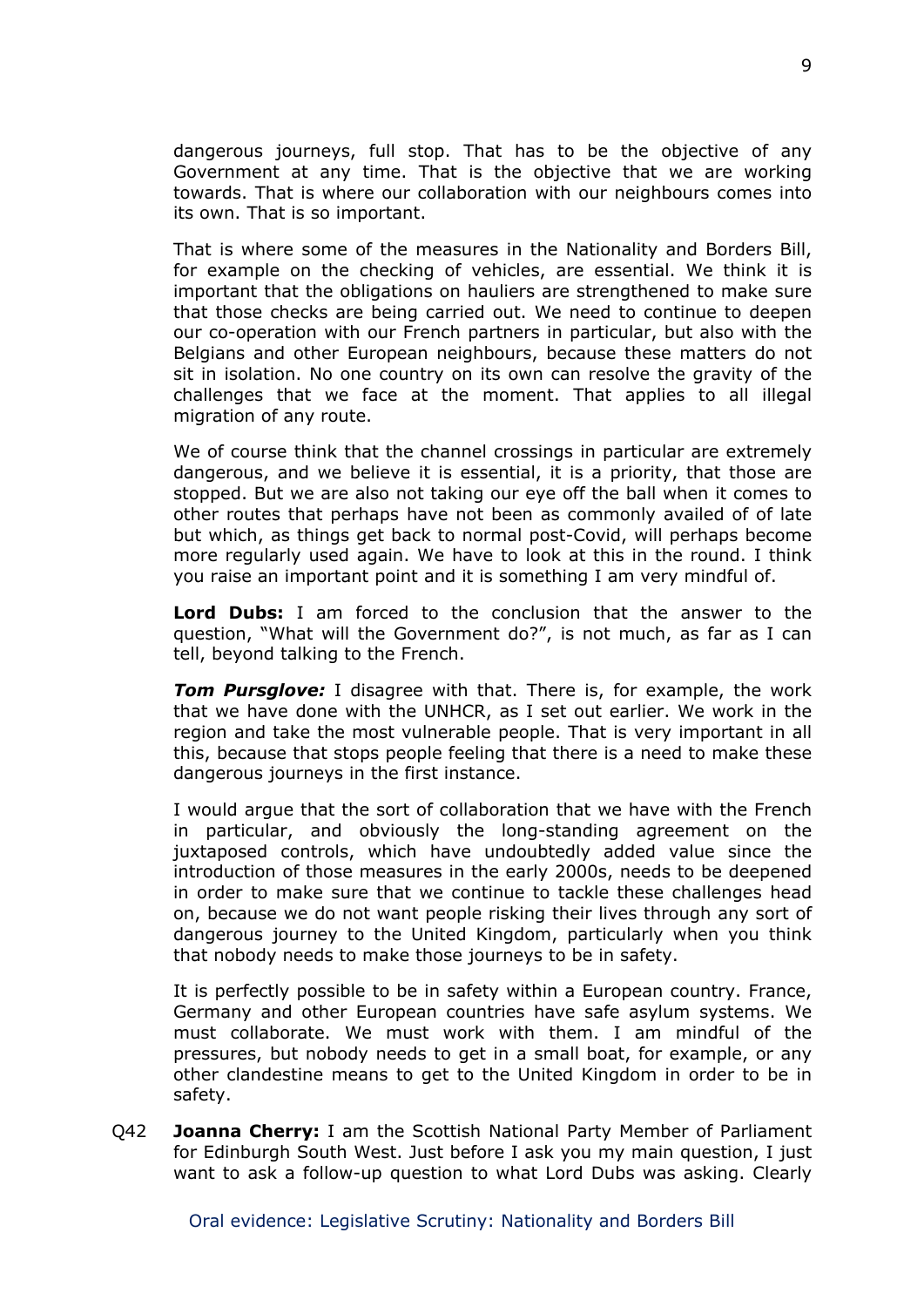dangerous journeys, full stop. That has to be the objective of any Government at any time. That is the objective that we are working towards. That is where our collaboration with our neighbours comes into its own. That is so important.

That is where some of the measures in the Nationality and Borders Bill, for example on the checking of vehicles, are essential. We think it is important that the obligations on hauliers are strengthened to make sure that those checks are being carried out. We need to continue to deepen our co-operation with our French partners in particular, but also with the Belgians and other European neighbours, because these matters do not sit in isolation. No one country on its own can resolve the gravity of the challenges that we face at the moment. That applies to all illegal migration of any route.

We of course think that the channel crossings in particular are extremely dangerous, and we believe it is essential, it is a priority, that those are stopped. But we are also not taking our eye off the ball when it comes to other routes that perhaps have not been as commonly availed of of late but which, as things get back to normal post-Covid, will perhaps become more regularly used again. We have to look at this in the round. I think you raise an important point and it is something I am very mindful of.

**Lord Dubs:** I am forced to the conclusion that the answer to the question, "What will the Government do?", is not much, as far as I can tell, beyond talking to the French.

***Tom Pursglove:*** I disagree with that. There is, for example, the work that we have done with the UNHCR, as I set out earlier. We work in the region and take the most vulnerable people. That is very important in all this, because that stops people feeling that there is a need to make these dangerous journeys in the first instance.

I would argue that the sort of collaboration that we have with the French in particular, and obviously the long-standing agreement on the juxtaposed controls, which have undoubtedly added value since the introduction of those measures in the early 2000s, needs to be deepened in order to make sure that we continue to tackle these challenges head on, because we do not want people risking their lives through any sort of dangerous journey to the United Kingdom, particularly when you think that nobody needs to make those journeys to be in safety.

It is perfectly possible to be in safety within a European country. France, Germany and other European countries have safe asylum systems. We must collaborate. We must work with them. I am mindful of the pressures, but nobody needs to get in a small boat, for example, or any other clandestine means to get to the United Kingdom in order to be in safety.

Q42 **Joanna Cherry:** I am the Scottish National Party Member of Parliament for Edinburgh South West. Just before I ask you my main question, I just want to ask a follow-up question to what Lord Dubs was asking. Clearly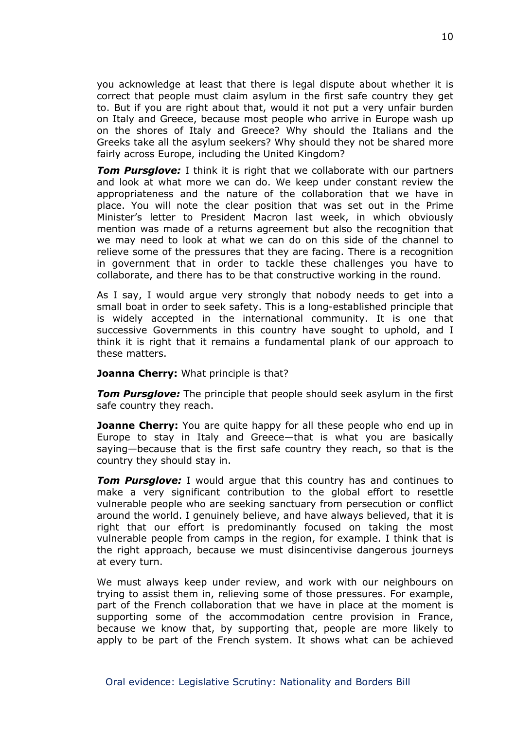you acknowledge at least that there is legal dispute about whether it is correct that people must claim asylum in the first safe country they get to. But if you are right about that, would it not put a very unfair burden on Italy and Greece, because most people who arrive in Europe wash up on the shores of Italy and Greece? Why should the Italians and the Greeks take all the asylum seekers? Why should they not be shared more fairly across Europe, including the United Kingdom?

***Tom Pursglove:*** I think it is right that we collaborate with our partners and look at what more we can do. We keep under constant review the appropriateness and the nature of the collaboration that we have in place. You will note the clear position that was set out in the Prime Minister's letter to President Macron last week, in which obviously mention was made of a returns agreement but also the recognition that we may need to look at what we can do on this side of the channel to relieve some of the pressures that they are facing. There is a recognition in government that in order to tackle these challenges you have to collaborate, and there has to be that constructive working in the round.

As I say, I would argue very strongly that nobody needs to get into a small boat in order to seek safety. This is a long-established principle that is widely accepted in the international community. It is one that successive Governments in this country have sought to uphold, and I think it is right that it remains a fundamental plank of our approach to these matters.

**Joanna Cherry:** What principle is that?

***Tom Pursglove:*** The principle that people should seek asylum in the first safe country they reach.

**Joanne Cherry:** You are quite happy for all these people who end up in Europe to stay in Italy and Greece—that is what you are basically saying—because that is the first safe country they reach, so that is the country they should stay in.

***Tom Pursglove:*** I would argue that this country has and continues to make a very significant contribution to the global effort to resettle vulnerable people who are seeking sanctuary from persecution or conflict around the world. I genuinely believe, and have always believed, that it is right that our effort is predominantly focused on taking the most vulnerable people from camps in the region, for example. I think that is the right approach, because we must disincentivise dangerous journeys at every turn.

We must always keep under review, and work with our neighbours on trying to assist them in, relieving some of those pressures. For example, part of the French collaboration that we have in place at the moment is supporting some of the accommodation centre provision in France, because we know that, by supporting that, people are more likely to apply to be part of the French system. It shows what can be achieved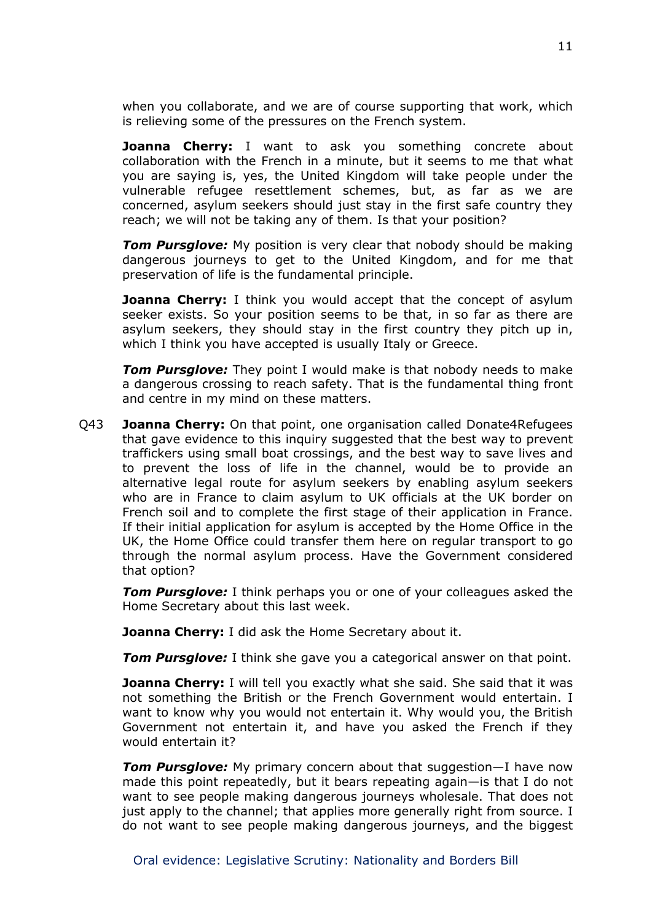when you collaborate, and we are of course supporting that work, which is relieving some of the pressures on the French system.

**Joanna Cherry:** I want to ask you something concrete about collaboration with the French in a minute, but it seems to me that what you are saying is, yes, the United Kingdom will take people under the vulnerable refugee resettlement schemes, but, as far as we are concerned, asylum seekers should just stay in the first safe country they reach; we will not be taking any of them. Is that your position?

***Tom Pursglove:*** My position is very clear that nobody should be making dangerous journeys to get to the United Kingdom, and for me that preservation of life is the fundamental principle.

**Joanna Cherry:** I think you would accept that the concept of asylum seeker exists. So your position seems to be that, in so far as there are asylum seekers, they should stay in the first country they pitch up in, which I think you have accepted is usually Italy or Greece.

***Tom Pursglove:*** They point I would make is that nobody needs to make a dangerous crossing to reach safety. That is the fundamental thing front and centre in my mind on these matters.

Q43 **Joanna Cherry:** On that point, one organisation called Donate4Refugees that gave evidence to this inquiry suggested that the best way to prevent traffickers using small boat crossings, and the best way to save lives and to prevent the loss of life in the channel, would be to provide an alternative legal route for asylum seekers by enabling asylum seekers who are in France to claim asylum to UK officials at the UK border on French soil and to complete the first stage of their application in France. If their initial application for asylum is accepted by the Home Office in the UK, the Home Office could transfer them here on regular transport to go through the normal asylum process. Have the Government considered that option?

***Tom Pursglove:*** I think perhaps you or one of your colleagues asked the Home Secretary about this last week.

**Joanna Cherry:** I did ask the Home Secretary about it.

***Tom Pursglove:*** I think she gave you a categorical answer on that point.

**Joanna Cherry:** I will tell you exactly what she said. She said that it was not something the British or the French Government would entertain. I want to know why you would not entertain it. Why would you, the British Government not entertain it, and have you asked the French if they would entertain it?

***Tom Pursglove:*** My primary concern about that suggestion—I have now made this point repeatedly, but it bears repeating again—is that I do not want to see people making dangerous journeys wholesale. That does not just apply to the channel; that applies more generally right from source. I do not want to see people making dangerous journeys, and the biggest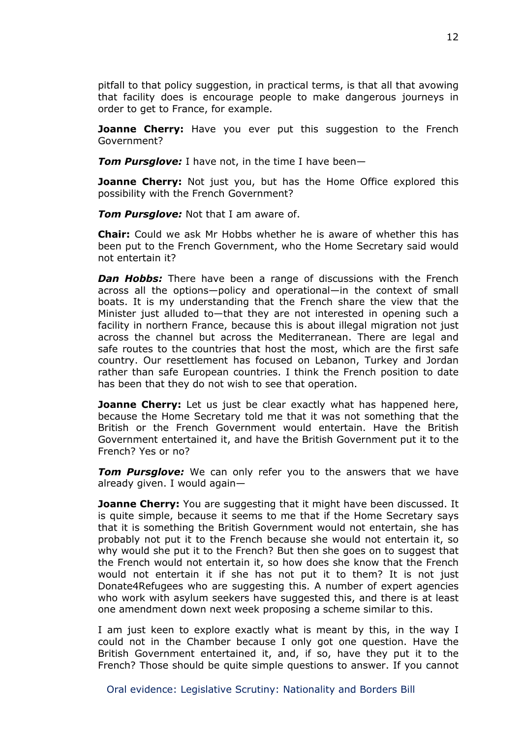pitfall to that policy suggestion, in practical terms, is that all that avowing that facility does is encourage people to make dangerous journeys in order to get to France, for example.

**Joanne Cherry:** Have you ever put this suggestion to the French Government?

***Tom Pursglove:*** I have not, in the time I have been—

**Joanne Cherry:** Not just you, but has the Home Office explored this possibility with the French Government?

***Tom Pursglove:*** Not that I am aware of.

**Chair:** Could we ask Mr Hobbs whether he is aware of whether this has been put to the French Government, who the Home Secretary said would not entertain it?

***Dan Hobbs:*** There have been a range of discussions with the French across all the options—policy and operational—in the context of small boats. It is my understanding that the French share the view that the Minister just alluded to—that they are not interested in opening such a facility in northern France, because this is about illegal migration not just across the channel but across the Mediterranean. There are legal and safe routes to the countries that host the most, which are the first safe country. Our resettlement has focused on Lebanon, Turkey and Jordan rather than safe European countries. I think the French position to date has been that they do not wish to see that operation.

**Joanne Cherry:** Let us just be clear exactly what has happened here, because the Home Secretary told me that it was not something that the British or the French Government would entertain. Have the British Government entertained it, and have the British Government put it to the French? Yes or no?

***Tom Pursglove:*** We can only refer you to the answers that we have already given. I would again—

**Joanne Cherry:** You are suggesting that it might have been discussed. It is quite simple, because it seems to me that if the Home Secretary says that it is something the British Government would not entertain, she has probably not put it to the French because she would not entertain it, so why would she put it to the French? But then she goes on to suggest that the French would not entertain it, so how does she know that the French would not entertain it if she has not put it to them? It is not just Donate4Refugees who are suggesting this. A number of expert agencies who work with asylum seekers have suggested this, and there is at least one amendment down next week proposing a scheme similar to this.

I am just keen to explore exactly what is meant by this, in the way I could not in the Chamber because I only got one question. Have the British Government entertained it, and, if so, have they put it to the French? Those should be quite simple questions to answer. If you cannot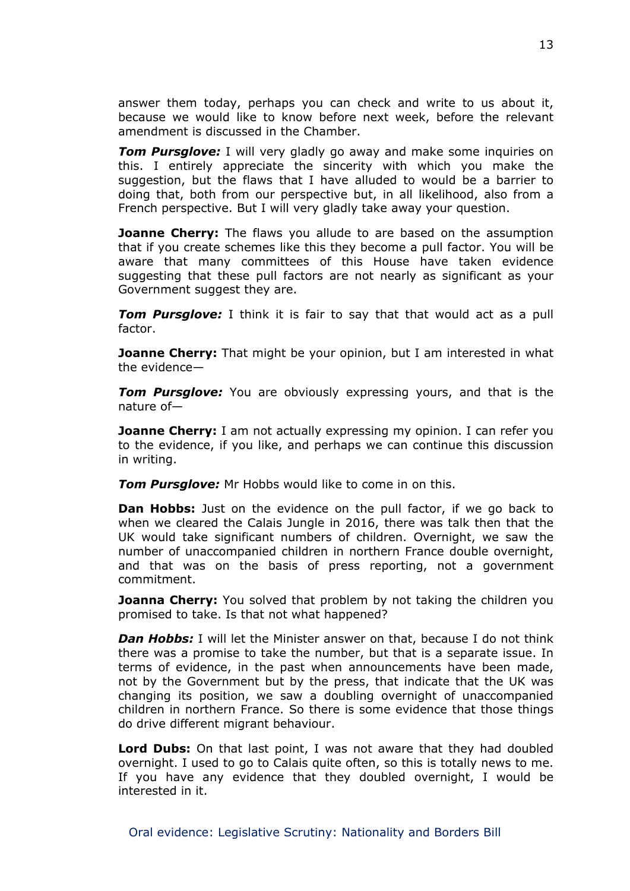answer them today, perhaps you can check and write to us about it, because we would like to know before next week, before the relevant amendment is discussed in the Chamber.

***Tom Pursglove:*** I will very gladly go away and make some inquiries on this. I entirely appreciate the sincerity with which you make the suggestion, but the flaws that I have alluded to would be a barrier to doing that, both from our perspective but, in all likelihood, also from a French perspective. But I will very gladly take away your question.

**Joanne Cherry:** The flaws you allude to are based on the assumption that if you create schemes like this they become a pull factor. You will be aware that many committees of this House have taken evidence suggesting that these pull factors are not nearly as significant as your Government suggest they are.

***Tom Pursglove:*** I think it is fair to say that that would act as a pull factor.

**Joanne Cherry:** That might be your opinion, but I am interested in what the evidence—

***Tom Pursglove:*** You are obviously expressing yours, and that is the nature of—

**Joanne Cherry:** I am not actually expressing my opinion. I can refer you to the evidence, if you like, and perhaps we can continue this discussion in writing.

***Tom Pursglove:*** Mr Hobbs would like to come in on this.

**Dan Hobbs:** Just on the evidence on the pull factor, if we go back to when we cleared the Calais Jungle in 2016, there was talk then that the UK would take significant numbers of children. Overnight, we saw the number of unaccompanied children in northern France double overnight, and that was on the basis of press reporting, not a government commitment.

**Joanna Cherry:** You solved that problem by not taking the children you promised to take. Is that not what happened?

***Dan Hobbs:*** I will let the Minister answer on that, because I do not think there was a promise to take the number, but that is a separate issue. In terms of evidence, in the past when announcements have been made, not by the Government but by the press, that indicate that the UK was changing its position, we saw a doubling overnight of unaccompanied children in northern France. So there is some evidence that those things do drive different migrant behaviour.

**Lord Dubs:** On that last point, I was not aware that they had doubled overnight. I used to go to Calais quite often, so this is totally news to me. If you have any evidence that they doubled overnight, I would be interested in it.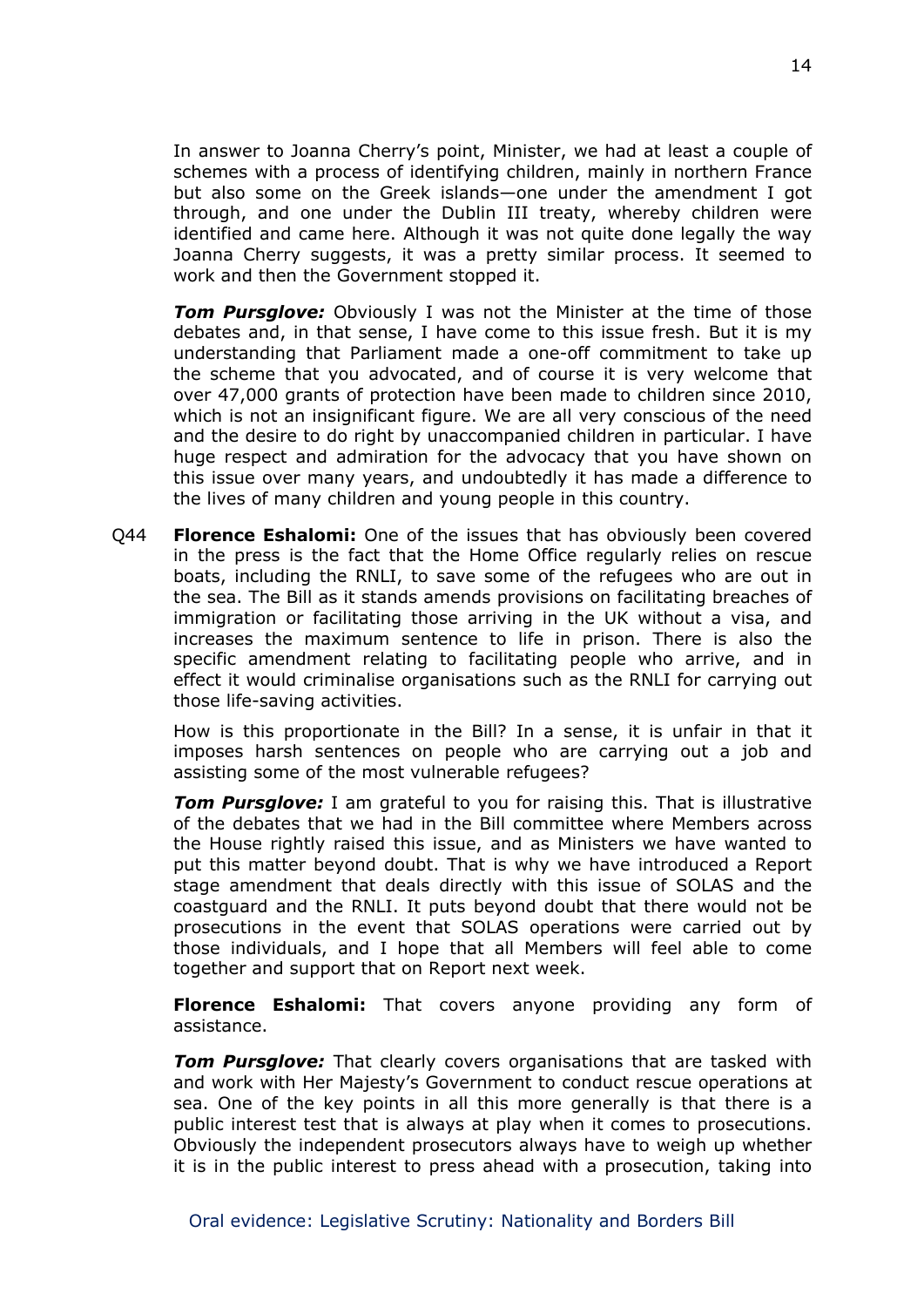In answer to Joanna Cherry's point, Minister, we had at least a couple of schemes with a process of identifying children, mainly in northern France but also some on the Greek islands—one under the amendment I got through, and one under the Dublin III treaty, whereby children were identified and came here. Although it was not quite done legally the way Joanna Cherry suggests, it was a pretty similar process. It seemed to work and then the Government stopped it.

***Tom Pursglove:*** Obviously I was not the Minister at the time of those debates and, in that sense, I have come to this issue fresh. But it is my understanding that Parliament made a one-off commitment to take up the scheme that you advocated, and of course it is very welcome that over 47,000 grants of protection have been made to children since 2010, which is not an insignificant figure. We are all very conscious of the need and the desire to do right by unaccompanied children in particular. I have huge respect and admiration for the advocacy that you have shown on this issue over many years, and undoubtedly it has made a difference to the lives of many children and young people in this country.

Q44 **Florence Eshalomi:** One of the issues that has obviously been covered in the press is the fact that the Home Office regularly relies on rescue boats, including the RNLI, to save some of the refugees who are out in the sea. The Bill as it stands amends provisions on facilitating breaches of immigration or facilitating those arriving in the UK without a visa, and increases the maximum sentence to life in prison. There is also the specific amendment relating to facilitating people who arrive, and in effect it would criminalise organisations such as the RNLI for carrying out those life-saving activities.

How is this proportionate in the Bill? In a sense, it is unfair in that it imposes harsh sentences on people who are carrying out a job and assisting some of the most vulnerable refugees?

***Tom Pursglove:*** I am grateful to you for raising this. That is illustrative of the debates that we had in the Bill committee where Members across the House rightly raised this issue, and as Ministers we have wanted to put this matter beyond doubt. That is why we have introduced a Report stage amendment that deals directly with this issue of SOLAS and the coastguard and the RNLI. It puts beyond doubt that there would not be prosecutions in the event that SOLAS operations were carried out by those individuals, and I hope that all Members will feel able to come together and support that on Report next week.

**Florence Eshalomi:** That covers anyone providing any form of assistance.

***Tom Pursglove:*** That clearly covers organisations that are tasked with and work with Her Majesty's Government to conduct rescue operations at sea. One of the key points in all this more generally is that there is a public interest test that is always at play when it comes to prosecutions. Obviously the independent prosecutors always have to weigh up whether it is in the public interest to press ahead with a prosecution, taking into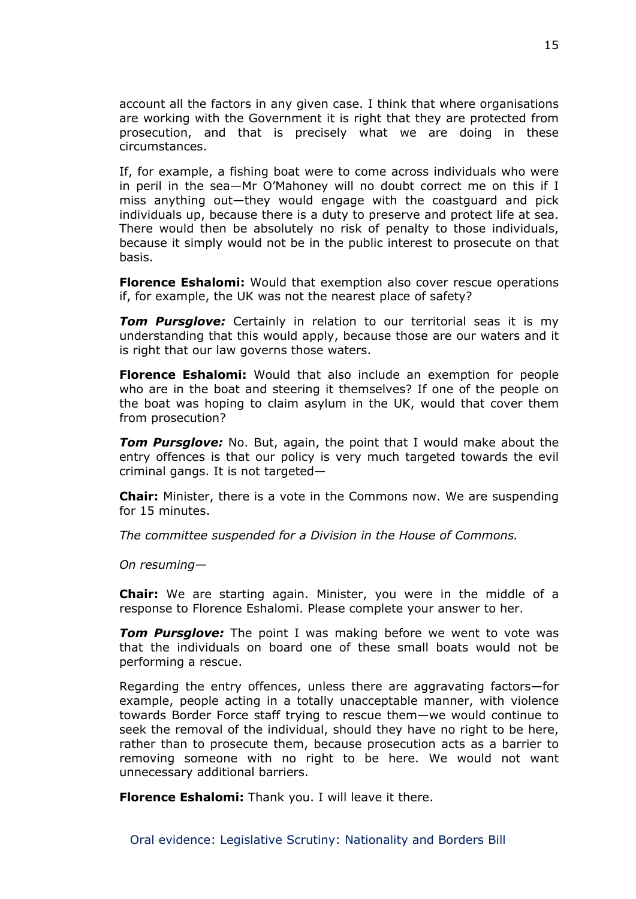account all the factors in any given case. I think that where organisations are working with the Government it is right that they are protected from prosecution, and that is precisely what we are doing in these circumstances.

If, for example, a fishing boat were to come across individuals who were in peril in the sea—Mr O'Mahoney will no doubt correct me on this if I miss anything out—they would engage with the coastguard and pick individuals up, because there is a duty to preserve and protect life at sea. There would then be absolutely no risk of penalty to those individuals, because it simply would not be in the public interest to prosecute on that basis.

**Florence Eshalomi:** Would that exemption also cover rescue operations if, for example, the UK was not the nearest place of safety?

***Tom Pursglove:*** Certainly in relation to our territorial seas it is my understanding that this would apply, because those are our waters and it is right that our law governs those waters.

**Florence Eshalomi:** Would that also include an exemption for people who are in the boat and steering it themselves? If one of the people on the boat was hoping to claim asylum in the UK, would that cover them from prosecution?

***Tom Pursglove:*** No. But, again, the point that I would make about the entry offences is that our policy is very much targeted towards the evil criminal gangs. It is not targeted—

**Chair:** Minister, there is a vote in the Commons now. We are suspending for 15 minutes.

*The committee suspended for a Division in the House of Commons.*

*On resuming—*

**Chair:** We are starting again. Minister, you were in the middle of a response to Florence Eshalomi. Please complete your answer to her.

***Tom Pursglove:*** The point I was making before we went to vote was that the individuals on board one of these small boats would not be performing a rescue.

Regarding the entry offences, unless there are aggravating factors—for example, people acting in a totally unacceptable manner, with violence towards Border Force staff trying to rescue them—we would continue to seek the removal of the individual, should they have no right to be here, rather than to prosecute them, because prosecution acts as a barrier to removing someone with no right to be here. We would not want unnecessary additional barriers.

**Florence Eshalomi:** Thank you. I will leave it there.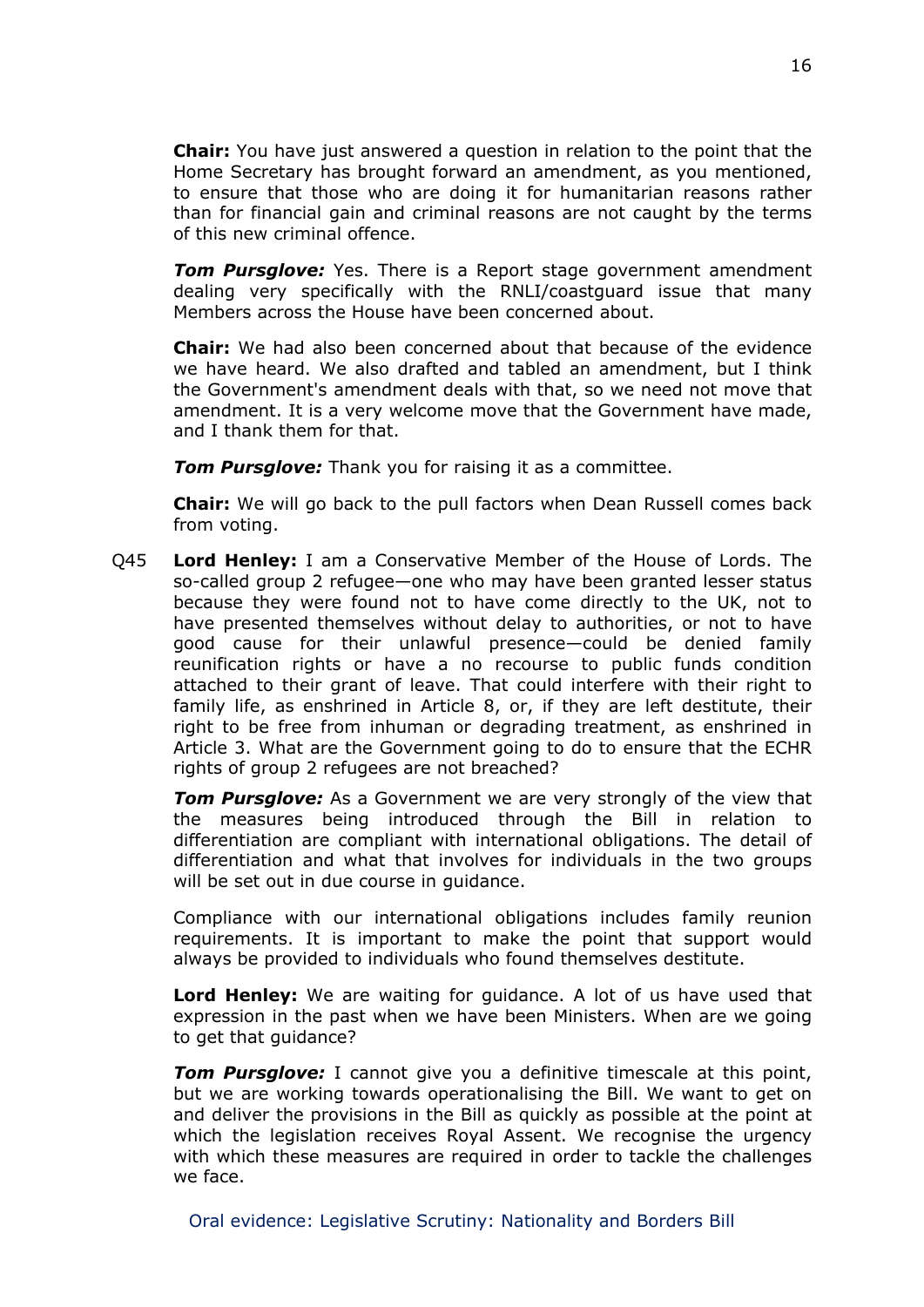**Chair:** You have just answered a question in relation to the point that the Home Secretary has brought forward an amendment, as you mentioned, to ensure that those who are doing it for humanitarian reasons rather than for financial gain and criminal reasons are not caught by the terms of this new criminal offence.

***Tom Pursglove:*** Yes. There is a Report stage government amendment dealing very specifically with the RNLI/coastguard issue that many Members across the House have been concerned about.

**Chair:** We had also been concerned about that because of the evidence we have heard. We also drafted and tabled an amendment, but I think the Government's amendment deals with that, so we need not move that amendment. It is a very welcome move that the Government have made, and I thank them for that.

***Tom Pursglove:*** Thank you for raising it as a committee.

**Chair:** We will go back to the pull factors when Dean Russell comes back from voting.

Q45 **Lord Henley:** I am a Conservative Member of the House of Lords. The so-called group 2 refugee—one who may have been granted lesser status because they were found not to have come directly to the UK, not to have presented themselves without delay to authorities, or not to have good cause for their unlawful presence—could be denied family reunification rights or have a no recourse to public funds condition attached to their grant of leave. That could interfere with their right to family life, as enshrined in Article 8, or, if they are left destitute, their right to be free from inhuman or degrading treatment, as enshrined in Article 3. What are the Government going to do to ensure that the ECHR rights of group 2 refugees are not breached?

***Tom Pursglove:*** As a Government we are very strongly of the view that the measures being introduced through the Bill in relation to differentiation are compliant with international obligations. The detail of differentiation and what that involves for individuals in the two groups will be set out in due course in guidance.

Compliance with our international obligations includes family reunion requirements. It is important to make the point that support would always be provided to individuals who found themselves destitute.

**Lord Henley:** We are waiting for guidance. A lot of us have used that expression in the past when we have been Ministers. When are we going to get that guidance?

***Tom Pursglove:*** I cannot give you a definitive timescale at this point, but we are working towards operationalising the Bill. We want to get on and deliver the provisions in the Bill as quickly as possible at the point at which the legislation receives Royal Assent. We recognise the urgency with which these measures are required in order to tackle the challenges we face.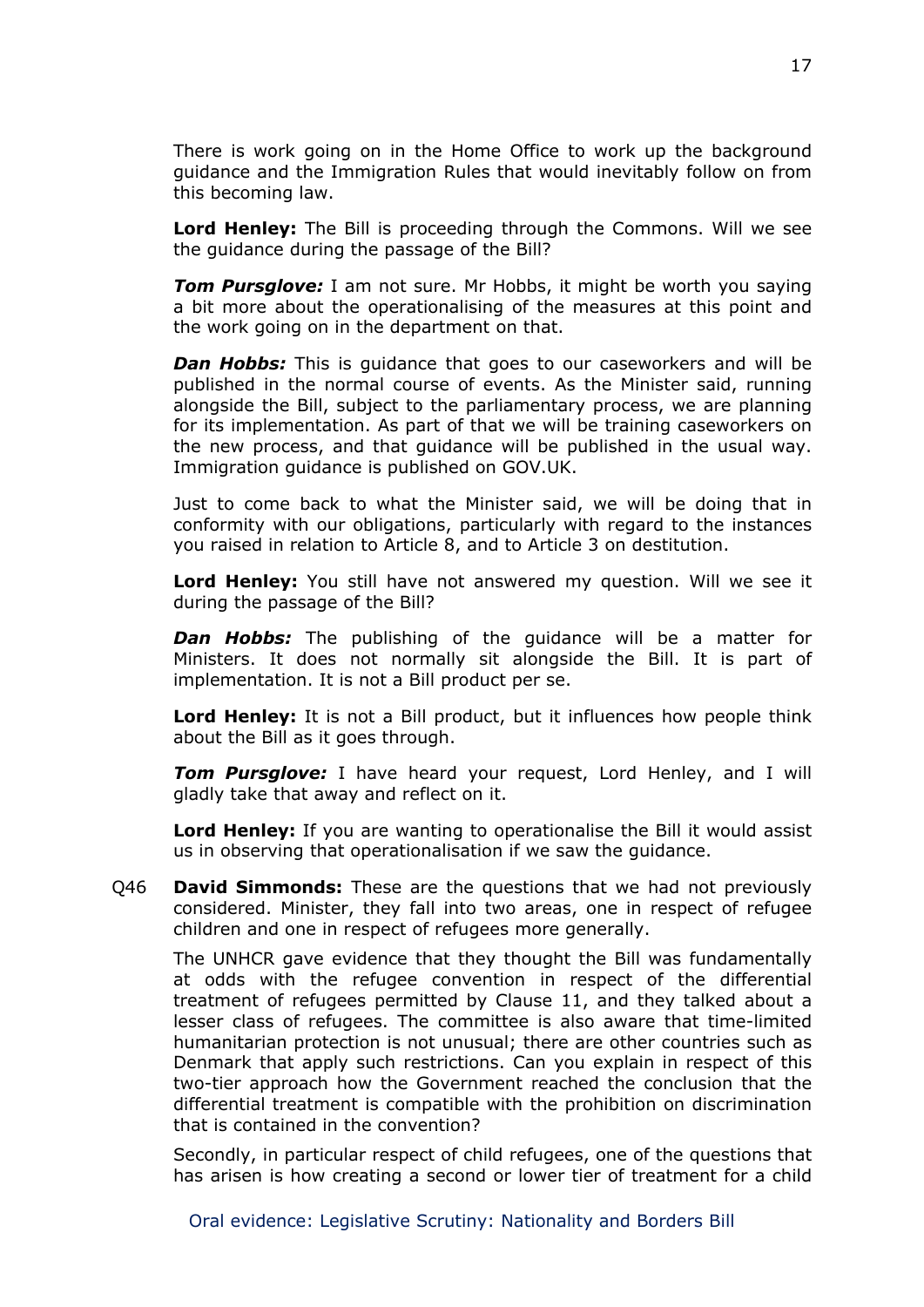There is work going on in the Home Office to work up the background guidance and the Immigration Rules that would inevitably follow on from this becoming law.

**Lord Henley:** The Bill is proceeding through the Commons. Will we see the guidance during the passage of the Bill?

***Tom Pursglove:*** I am not sure. Mr Hobbs, it might be worth you saying a bit more about the operationalising of the measures at this point and the work going on in the department on that.

***Dan Hobbs:*** This is guidance that goes to our caseworkers and will be published in the normal course of events. As the Minister said, running alongside the Bill, subject to the parliamentary process, we are planning for its implementation. As part of that we will be training caseworkers on the new process, and that guidance will be published in the usual way. Immigration guidance is published on GOV.UK.

Just to come back to what the Minister said, we will be doing that in conformity with our obligations, particularly with regard to the instances you raised in relation to Article 8, and to Article 3 on destitution.

**Lord Henley:** You still have not answered my question. Will we see it during the passage of the Bill?

***Dan Hobbs:*** The publishing of the guidance will be a matter for Ministers. It does not normally sit alongside the Bill. It is part of implementation. It is not a Bill product per se.

**Lord Henley:** It is not a Bill product, but it influences how people think about the Bill as it goes through.

***Tom Pursglove:*** I have heard your request, Lord Henley, and I will gladly take that away and reflect on it.

**Lord Henley:** If you are wanting to operationalise the Bill it would assist us in observing that operationalisation if we saw the guidance.

Q46 **David Simmonds:** These are the questions that we had not previously considered. Minister, they fall into two areas, one in respect of refugee children and one in respect of refugees more generally.

The UNHCR gave evidence that they thought the Bill was fundamentally at odds with the refugee convention in respect of the differential treatment of refugees permitted by Clause 11, and they talked about a lesser class of refugees. The committee is also aware that time-limited humanitarian protection is not unusual; there are other countries such as Denmark that apply such restrictions. Can you explain in respect of this two-tier approach how the Government reached the conclusion that the differential treatment is compatible with the prohibition on discrimination that is contained in the convention?

Secondly, in particular respect of child refugees, one of the questions that has arisen is how creating a second or lower tier of treatment for a child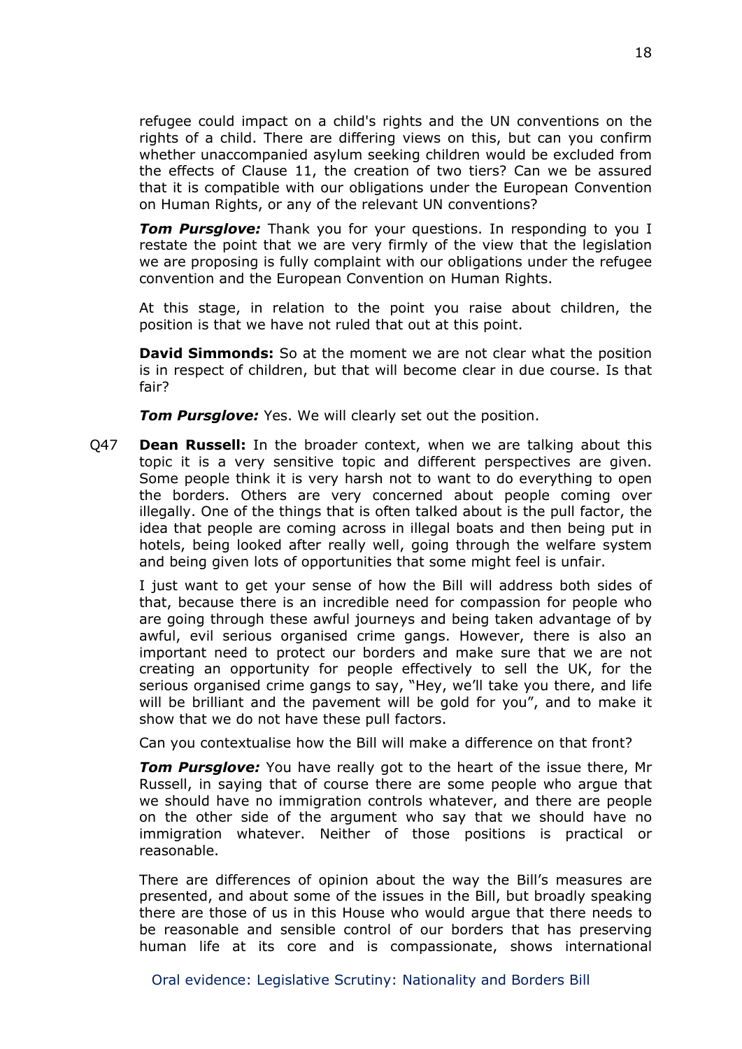refugee could impact on a child's rights and the UN conventions on the rights of a child. There are differing views on this, but can you confirm whether unaccompanied asylum seeking children would be excluded from the effects of Clause 11, the creation of two tiers? Can we be assured that it is compatible with our obligations under the European Convention on Human Rights, or any of the relevant UN conventions?

***Tom Pursglove:*** Thank you for your questions. In responding to you I restate the point that we are very firmly of the view that the legislation we are proposing is fully complaint with our obligations under the refugee convention and the European Convention on Human Rights.

At this stage, in relation to the point you raise about children, the position is that we have not ruled that out at this point.

**David Simmonds:** So at the moment we are not clear what the position is in respect of children, but that will become clear in due course. Is that fair?

***Tom Pursglove:*** Yes. We will clearly set out the position.

Q47 **Dean Russell:** In the broader context, when we are talking about this topic it is a very sensitive topic and different perspectives are given. Some people think it is very harsh not to want to do everything to open the borders. Others are very concerned about people coming over illegally. One of the things that is often talked about is the pull factor, the idea that people are coming across in illegal boats and then being put in hotels, being looked after really well, going through the welfare system and being given lots of opportunities that some might feel is unfair.

I just want to get your sense of how the Bill will address both sides of that, because there is an incredible need for compassion for people who are going through these awful journeys and being taken advantage of by awful, evil serious organised crime gangs. However, there is also an important need to protect our borders and make sure that we are not creating an opportunity for people effectively to sell the UK, for the serious organised crime gangs to say, "Hey, we'll take you there, and life will be brilliant and the pavement will be gold for you", and to make it show that we do not have these pull factors.

Can you contextualise how the Bill will make a difference on that front?

***Tom Pursglove:*** You have really got to the heart of the issue there, Mr Russell, in saying that of course there are some people who argue that we should have no immigration controls whatever, and there are people on the other side of the argument who say that we should have no immigration whatever. Neither of those positions is practical or reasonable.

There are differences of opinion about the way the Bill's measures are presented, and about some of the issues in the Bill, but broadly speaking there are those of us in this House who would argue that there needs to be reasonable and sensible control of our borders that has preserving human life at its core and is compassionate, shows international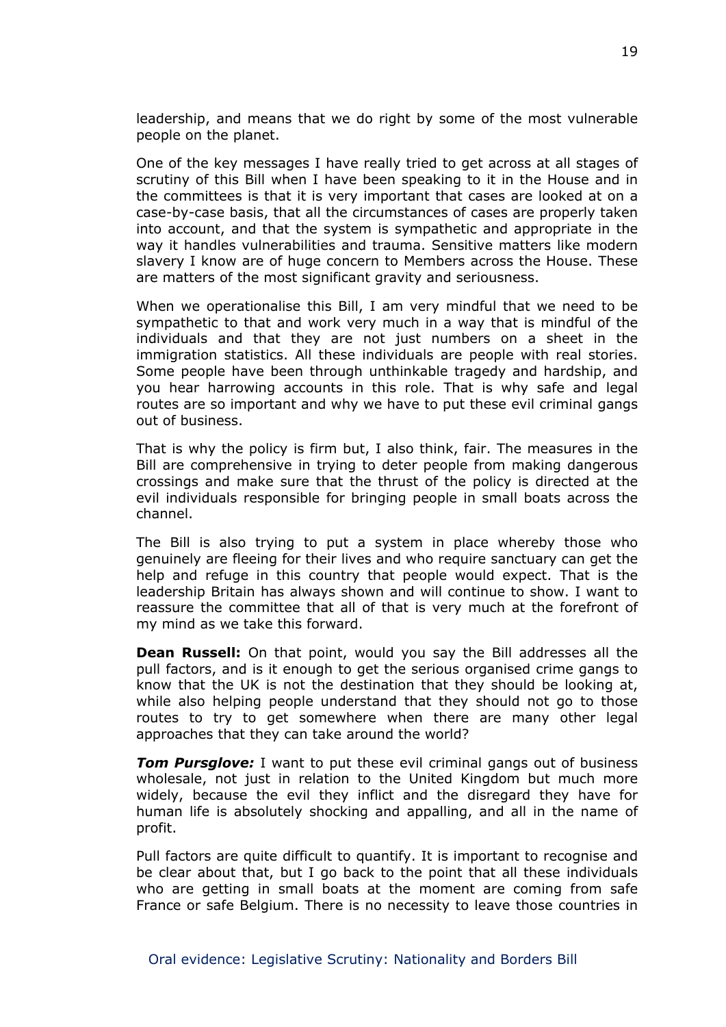leadership, and means that we do right by some of the most vulnerable people on the planet.

One of the key messages I have really tried to get across at all stages of scrutiny of this Bill when I have been speaking to it in the House and in the committees is that it is very important that cases are looked at on a case-by-case basis, that all the circumstances of cases are properly taken into account, and that the system is sympathetic and appropriate in the way it handles vulnerabilities and trauma. Sensitive matters like modern slavery I know are of huge concern to Members across the House. These are matters of the most significant gravity and seriousness.

When we operationalise this Bill, I am very mindful that we need to be sympathetic to that and work very much in a way that is mindful of the individuals and that they are not just numbers on a sheet in the immigration statistics. All these individuals are people with real stories. Some people have been through unthinkable tragedy and hardship, and you hear harrowing accounts in this role. That is why safe and legal routes are so important and why we have to put these evil criminal gangs out of business.

That is why the policy is firm but, I also think, fair. The measures in the Bill are comprehensive in trying to deter people from making dangerous crossings and make sure that the thrust of the policy is directed at the evil individuals responsible for bringing people in small boats across the channel.

The Bill is also trying to put a system in place whereby those who genuinely are fleeing for their lives and who require sanctuary can get the help and refuge in this country that people would expect. That is the leadership Britain has always shown and will continue to show. I want to reassure the committee that all of that is very much at the forefront of my mind as we take this forward.

**Dean Russell:** On that point, would you say the Bill addresses all the pull factors, and is it enough to get the serious organised crime gangs to know that the UK is not the destination that they should be looking at, while also helping people understand that they should not go to those routes to try to get somewhere when there are many other legal approaches that they can take around the world?

***Tom Pursglove:*** I want to put these evil criminal gangs out of business wholesale, not just in relation to the United Kingdom but much more widely, because the evil they inflict and the disregard they have for human life is absolutely shocking and appalling, and all in the name of profit.

Pull factors are quite difficult to quantify. It is important to recognise and be clear about that, but I go back to the point that all these individuals who are getting in small boats at the moment are coming from safe France or safe Belgium. There is no necessity to leave those countries in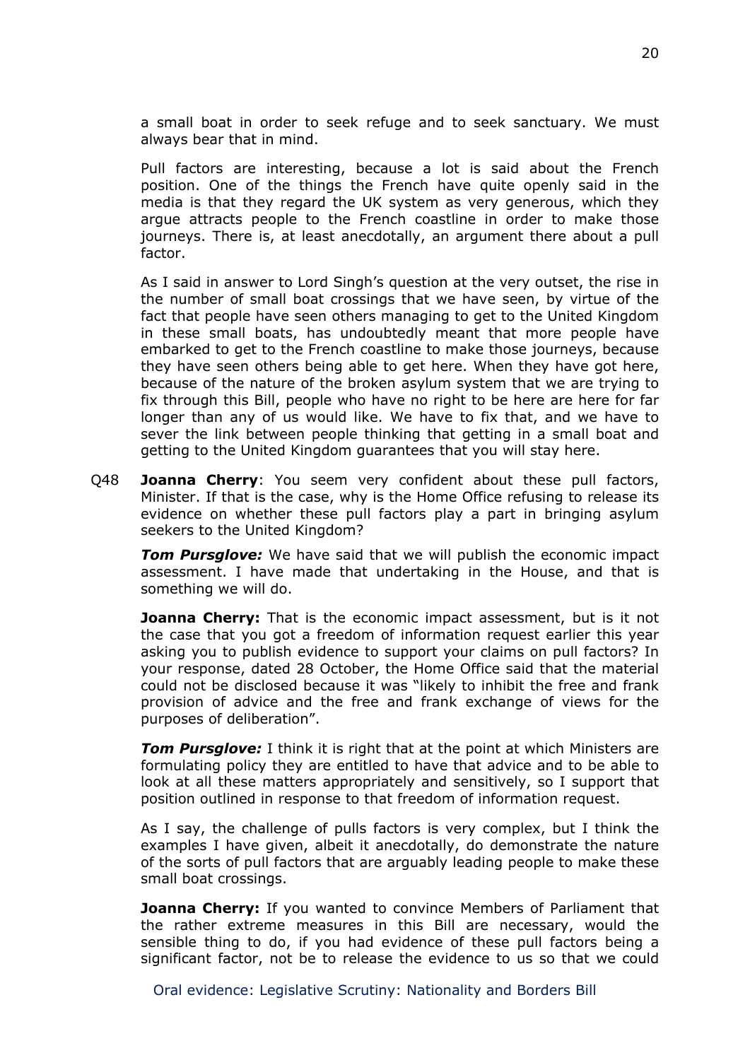a small boat in order to seek refuge and to seek sanctuary. We must always bear that in mind.

Pull factors are interesting, because a lot is said about the French position. One of the things the French have quite openly said in the media is that they regard the UK system as very generous, which they argue attracts people to the French coastline in order to make those journeys. There is, at least anecdotally, an argument there about a pull factor.

As I said in answer to Lord Singh's question at the very outset, the rise in the number of small boat crossings that we have seen, by virtue of the fact that people have seen others managing to get to the United Kingdom in these small boats, has undoubtedly meant that more people have embarked to get to the French coastline to make those journeys, because they have seen others being able to get here. When they have got here, because of the nature of the broken asylum system that we are trying to fix through this Bill, people who have no right to be here are here for far longer than any of us would like. We have to fix that, and we have to sever the link between people thinking that getting in a small boat and getting to the United Kingdom guarantees that you will stay here.

Q48 **Joanna Cherry**: You seem very confident about these pull factors, Minister. If that is the case, why is the Home Office refusing to release its evidence on whether these pull factors play a part in bringing asylum seekers to the United Kingdom?

***Tom Pursglove:*** We have said that we will publish the economic impact assessment. I have made that undertaking in the House, and that is something we will do.

**Joanna Cherry:** That is the economic impact assessment, but is it not the case that you got a freedom of information request earlier this year asking you to publish evidence to support your claims on pull factors? In your response, dated 28 October, the Home Office said that the material could not be disclosed because it was "likely to inhibit the free and frank provision of advice and the free and frank exchange of views for the purposes of deliberation".

***Tom Pursglove:*** I think it is right that at the point at which Ministers are formulating policy they are entitled to have that advice and to be able to look at all these matters appropriately and sensitively, so I support that position outlined in response to that freedom of information request.

As I say, the challenge of pulls factors is very complex, but I think the examples I have given, albeit it anecdotally, do demonstrate the nature of the sorts of pull factors that are arguably leading people to make these small boat crossings.

**Joanna Cherry:** If you wanted to convince Members of Parliament that the rather extreme measures in this Bill are necessary, would the sensible thing to do, if you had evidence of these pull factors being a significant factor, not be to release the evidence to us so that we could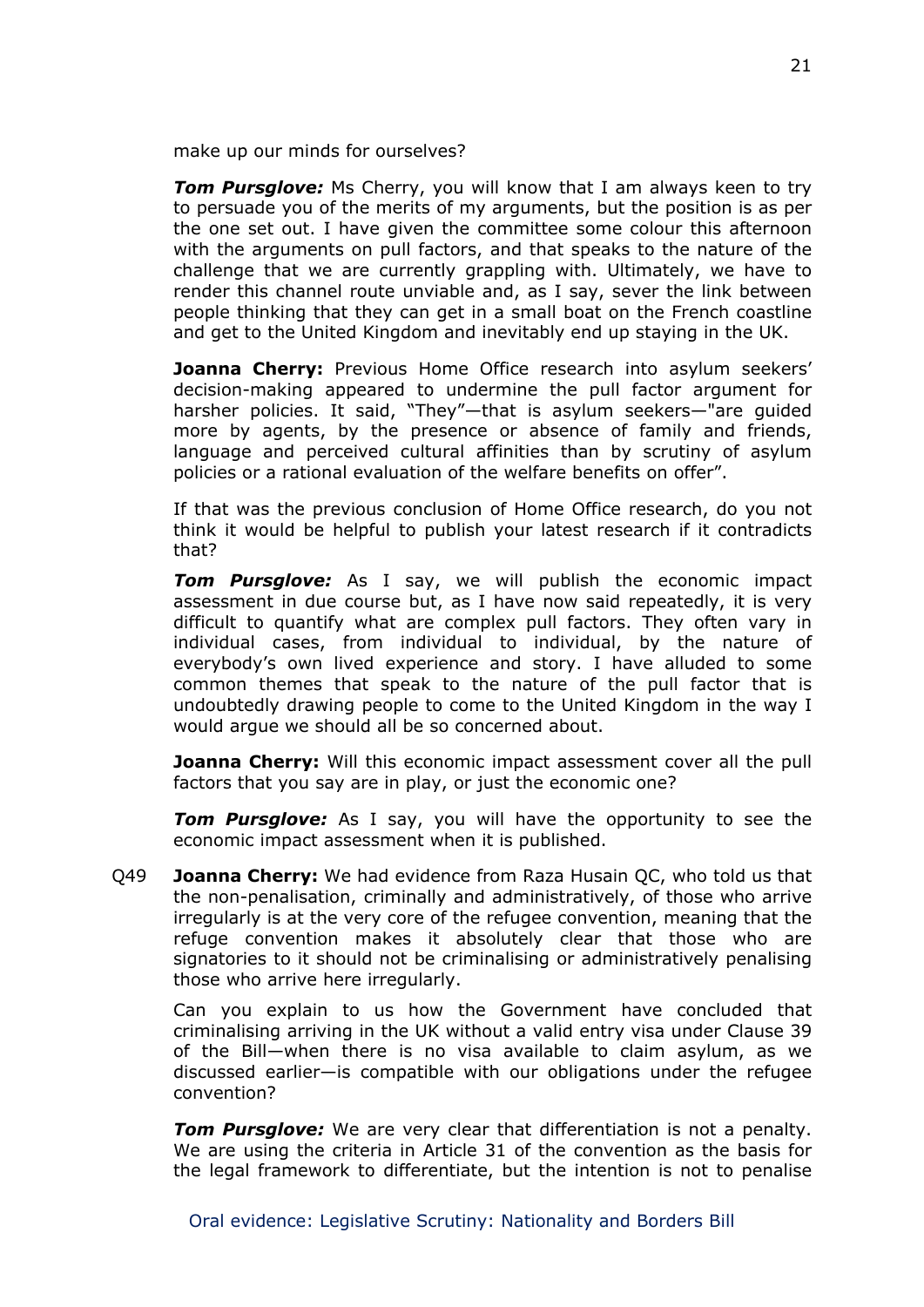make up our minds for ourselves?

***Tom Pursglove:*** Ms Cherry, you will know that I am always keen to try to persuade you of the merits of my arguments, but the position is as per the one set out. I have given the committee some colour this afternoon with the arguments on pull factors, and that speaks to the nature of the challenge that we are currently grappling with. Ultimately, we have to render this channel route unviable and, as I say, sever the link between people thinking that they can get in a small boat on the French coastline and get to the United Kingdom and inevitably end up staying in the UK.

**Joanna Cherry:** Previous Home Office research into asylum seekers' decision-making appeared to undermine the pull factor argument for harsher policies. It said, "They"—that is asylum seekers—"are guided more by agents, by the presence or absence of family and friends, language and perceived cultural affinities than by scrutiny of asylum policies or a rational evaluation of the welfare benefits on offer".

If that was the previous conclusion of Home Office research, do you not think it would be helpful to publish your latest research if it contradicts that?

***Tom Pursglove:*** As I say, we will publish the economic impact assessment in due course but, as I have now said repeatedly, it is very difficult to quantify what are complex pull factors. They often vary in individual cases, from individual to individual, by the nature of everybody's own lived experience and story. I have alluded to some common themes that speak to the nature of the pull factor that is undoubtedly drawing people to come to the United Kingdom in the way I would argue we should all be so concerned about.

**Joanna Cherry:** Will this economic impact assessment cover all the pull factors that you say are in play, or just the economic one?

***Tom Pursglove:*** As I say, you will have the opportunity to see the economic impact assessment when it is published.

Q49 **Joanna Cherry:** We had evidence from Raza Husain QC, who told us that the non-penalisation, criminally and administratively, of those who arrive irregularly is at the very core of the refugee convention, meaning that the refuge convention makes it absolutely clear that those who are signatories to it should not be criminalising or administratively penalising those who arrive here irregularly.

Can you explain to us how the Government have concluded that criminalising arriving in the UK without a valid entry visa under Clause 39 of the Bill—when there is no visa available to claim asylum, as we discussed earlier—is compatible with our obligations under the refugee convention?

***Tom Pursglove:*** We are very clear that differentiation is not a penalty. We are using the criteria in Article 31 of the convention as the basis for the legal framework to differentiate, but the intention is not to penalise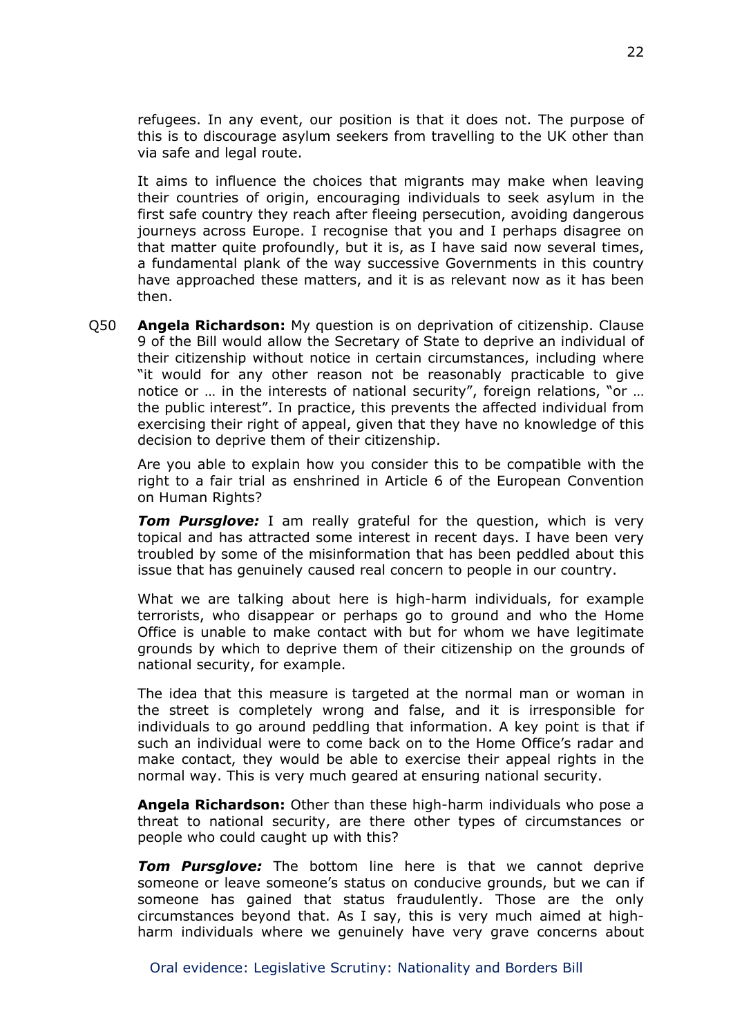refugees. In any event, our position is that it does not. The purpose of this is to discourage asylum seekers from travelling to the UK other than via safe and legal route.

It aims to influence the choices that migrants may make when leaving their countries of origin, encouraging individuals to seek asylum in the first safe country they reach after fleeing persecution, avoiding dangerous journeys across Europe. I recognise that you and I perhaps disagree on that matter quite profoundly, but it is, as I have said now several times, a fundamental plank of the way successive Governments in this country have approached these matters, and it is as relevant now as it has been then.

Q50 **Angela Richardson:** My question is on deprivation of citizenship. Clause 9 of the Bill would allow the Secretary of State to deprive an individual of their citizenship without notice in certain circumstances, including where "it would for any other reason not be reasonably practicable to give notice or … in the interests of national security", foreign relations, "or … the public interest". In practice, this prevents the affected individual from exercising their right of appeal, given that they have no knowledge of this decision to deprive them of their citizenship.

Are you able to explain how you consider this to be compatible with the right to a fair trial as enshrined in Article 6 of the European Convention on Human Rights?

***Tom Pursglove:*** I am really grateful for the question, which is very topical and has attracted some interest in recent days. I have been very troubled by some of the misinformation that has been peddled about this issue that has genuinely caused real concern to people in our country.

What we are talking about here is high-harm individuals, for example terrorists, who disappear or perhaps go to ground and who the Home Office is unable to make contact with but for whom we have legitimate grounds by which to deprive them of their citizenship on the grounds of national security, for example.

The idea that this measure is targeted at the normal man or woman in the street is completely wrong and false, and it is irresponsible for individuals to go around peddling that information. A key point is that if such an individual were to come back on to the Home Office's radar and make contact, they would be able to exercise their appeal rights in the normal way. This is very much geared at ensuring national security.

**Angela Richardson:** Other than these high-harm individuals who pose a threat to national security, are there other types of circumstances or people who could caught up with this?

***Tom Pursglove:*** The bottom line here is that we cannot deprive someone or leave someone's status on conducive grounds, but we can if someone has gained that status fraudulently. Those are the only circumstances beyond that. As I say, this is very much aimed at high-harm individuals where we genuinely have very grave concerns about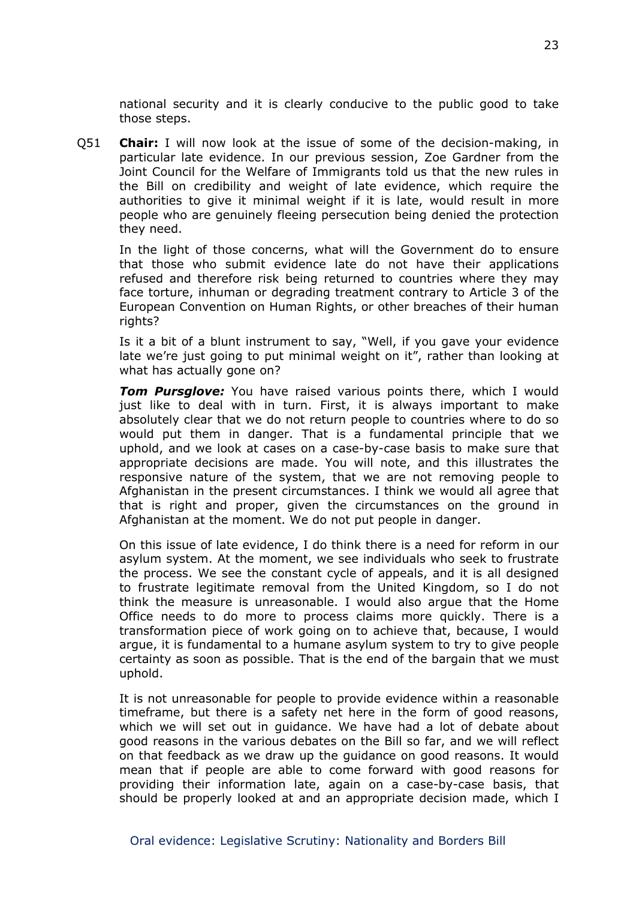national security and it is clearly conducive to the public good to take those steps.

Q51 **Chair:** I will now look at the issue of some of the decision-making, in particular late evidence. In our previous session, Zoe Gardner from the Joint Council for the Welfare of Immigrants told us that the new rules in the Bill on credibility and weight of late evidence, which require the authorities to give it minimal weight if it is late, would result in more people who are genuinely fleeing persecution being denied the protection they need.

In the light of those concerns, what will the Government do to ensure that those who submit evidence late do not have their applications refused and therefore risk being returned to countries where they may face torture, inhuman or degrading treatment contrary to Article 3 of the European Convention on Human Rights, or other breaches of their human rights?

Is it a bit of a blunt instrument to say, "Well, if you gave your evidence late we're just going to put minimal weight on it", rather than looking at what has actually gone on?

***Tom Pursglove:*** You have raised various points there, which I would just like to deal with in turn. First, it is always important to make absolutely clear that we do not return people to countries where to do so would put them in danger. That is a fundamental principle that we uphold, and we look at cases on a case-by-case basis to make sure that appropriate decisions are made. You will note, and this illustrates the responsive nature of the system, that we are not removing people to Afghanistan in the present circumstances. I think we would all agree that that is right and proper, given the circumstances on the ground in Afghanistan at the moment. We do not put people in danger.

On this issue of late evidence, I do think there is a need for reform in our asylum system. At the moment, we see individuals who seek to frustrate the process. We see the constant cycle of appeals, and it is all designed to frustrate legitimate removal from the United Kingdom, so I do not think the measure is unreasonable. I would also argue that the Home Office needs to do more to process claims more quickly. There is a transformation piece of work going on to achieve that, because, I would argue, it is fundamental to a humane asylum system to try to give people certainty as soon as possible. That is the end of the bargain that we must uphold.

It is not unreasonable for people to provide evidence within a reasonable timeframe, but there is a safety net here in the form of good reasons, which we will set out in guidance. We have had a lot of debate about good reasons in the various debates on the Bill so far, and we will reflect on that feedback as we draw up the guidance on good reasons. It would mean that if people are able to come forward with good reasons for providing their information late, again on a case-by-case basis, that should be properly looked at and an appropriate decision made, which I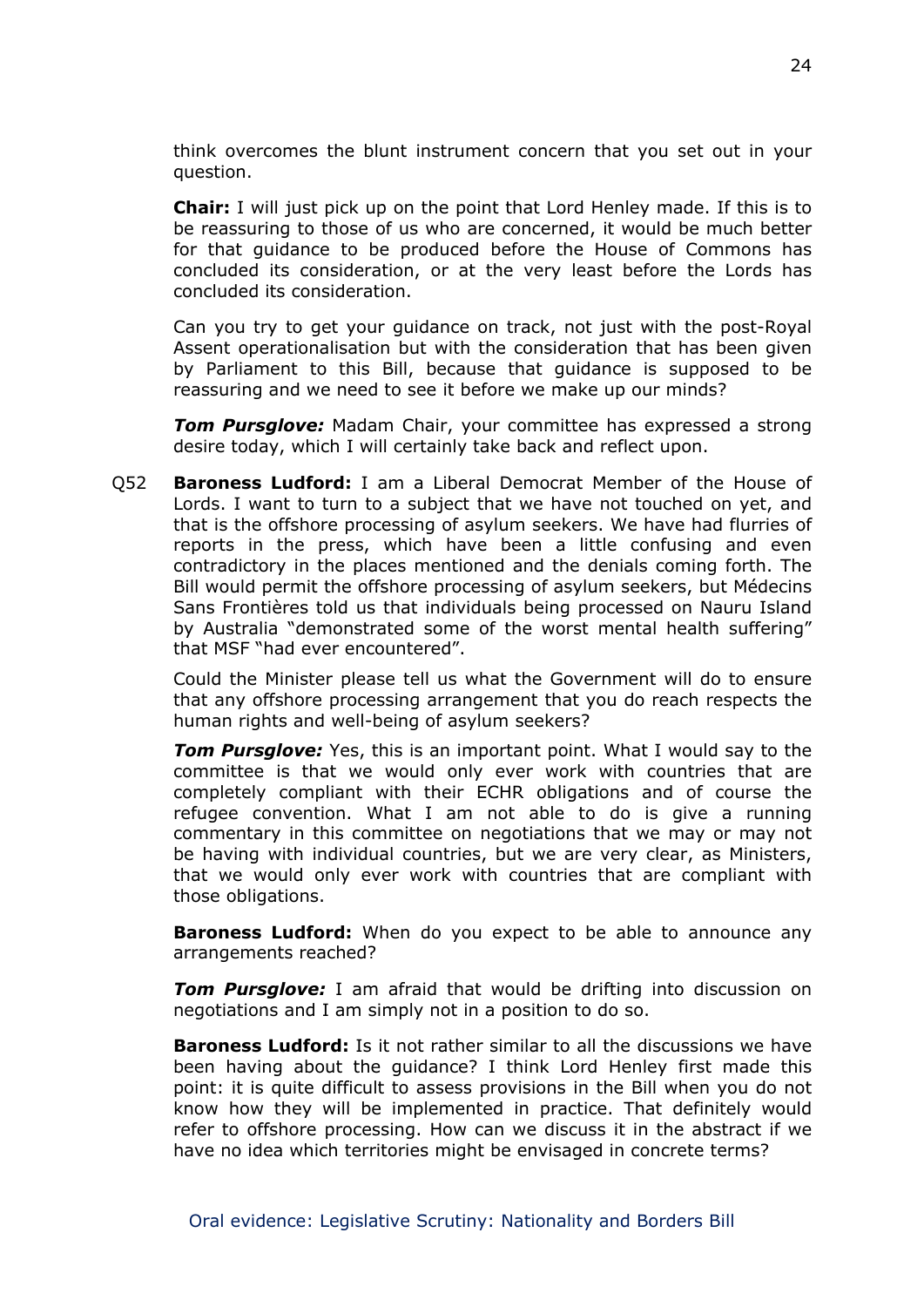think overcomes the blunt instrument concern that you set out in your question.

**Chair:** I will just pick up on the point that Lord Henley made. If this is to be reassuring to those of us who are concerned, it would be much better for that guidance to be produced before the House of Commons has concluded its consideration, or at the very least before the Lords has concluded its consideration.

Can you try to get your guidance on track, not just with the post-Royal Assent operationalisation but with the consideration that has been given by Parliament to this Bill, because that guidance is supposed to be reassuring and we need to see it before we make up our minds?

***Tom Pursglove:*** Madam Chair, your committee has expressed a strong desire today, which I will certainly take back and reflect upon.

Q52 **Baroness Ludford:** I am a Liberal Democrat Member of the House of Lords. I want to turn to a subject that we have not touched on yet, and that is the offshore processing of asylum seekers. We have had flurries of reports in the press, which have been a little confusing and even contradictory in the places mentioned and the denials coming forth. The Bill would permit the offshore processing of asylum seekers, but Médecins Sans Frontières told us that individuals being processed on Nauru Island by Australia "demonstrated some of the worst mental health suffering" that MSF "had ever encountered".

Could the Minister please tell us what the Government will do to ensure that any offshore processing arrangement that you do reach respects the human rights and well-being of asylum seekers?

***Tom Pursglove:*** Yes, this is an important point. What I would say to the committee is that we would only ever work with countries that are completely compliant with their ECHR obligations and of course the refugee convention. What I am not able to do is give a running commentary in this committee on negotiations that we may or may not be having with individual countries, but we are very clear, as Ministers, that we would only ever work with countries that are compliant with those obligations.

**Baroness Ludford:** When do you expect to be able to announce any arrangements reached?

***Tom Pursglove:*** I am afraid that would be drifting into discussion on negotiations and I am simply not in a position to do so.

**Baroness Ludford:** Is it not rather similar to all the discussions we have been having about the guidance? I think Lord Henley first made this point: it is quite difficult to assess provisions in the Bill when you do not know how they will be implemented in practice. That definitely would refer to offshore processing. How can we discuss it in the abstract if we have no idea which territories might be envisaged in concrete terms?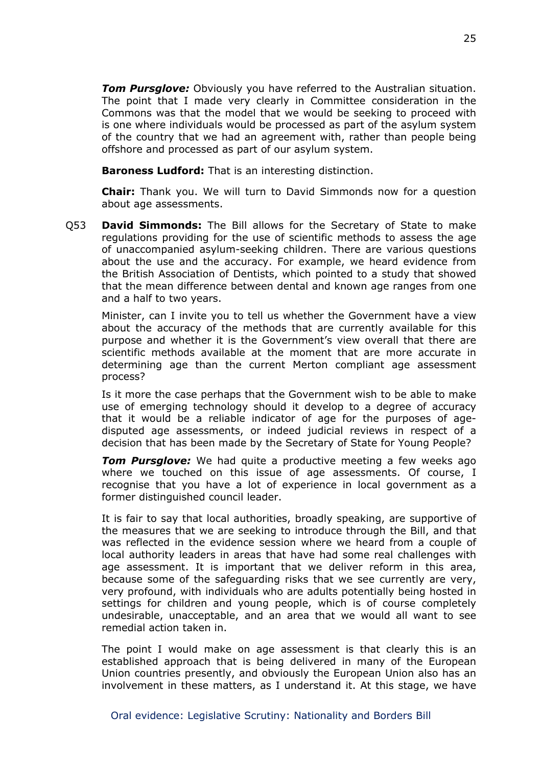***Tom Pursglove:*** Obviously you have referred to the Australian situation. The point that I made very clearly in Committee consideration in the Commons was that the model that we would be seeking to proceed with is one where individuals would be processed as part of the asylum system of the country that we had an agreement with, rather than people being offshore and processed as part of our asylum system.

**Baroness Ludford:** That is an interesting distinction.

**Chair:** Thank you. We will turn to David Simmonds now for a question about age assessments.

Q53 **David Simmonds:** The Bill allows for the Secretary of State to make regulations providing for the use of scientific methods to assess the age of unaccompanied asylum-seeking children. There are various questions about the use and the accuracy. For example, we heard evidence from the British Association of Dentists, which pointed to a study that showed that the mean difference between dental and known age ranges from one and a half to two years.

Minister, can I invite you to tell us whether the Government have a view about the accuracy of the methods that are currently available for this purpose and whether it is the Government's view overall that there are scientific methods available at the moment that are more accurate in determining age than the current Merton compliant age assessment process?

Is it more the case perhaps that the Government wish to be able to make use of emerging technology should it develop to a degree of accuracy that it would be a reliable indicator of age for the purposes of age-disputed age assessments, or indeed judicial reviews in respect of a decision that has been made by the Secretary of State for Young People?

***Tom Pursglove:*** We had quite a productive meeting a few weeks ago where we touched on this issue of age assessments. Of course, I recognise that you have a lot of experience in local government as a former distinguished council leader.

It is fair to say that local authorities, broadly speaking, are supportive of the measures that we are seeking to introduce through the Bill, and that was reflected in the evidence session where we heard from a couple of local authority leaders in areas that have had some real challenges with age assessment. It is important that we deliver reform in this area, because some of the safeguarding risks that we see currently are very, very profound, with individuals who are adults potentially being hosted in settings for children and young people, which is of course completely undesirable, unacceptable, and an area that we would all want to see remedial action taken in.

The point I would make on age assessment is that clearly this is an established approach that is being delivered in many of the European Union countries presently, and obviously the European Union also has an involvement in these matters, as I understand it. At this stage, we have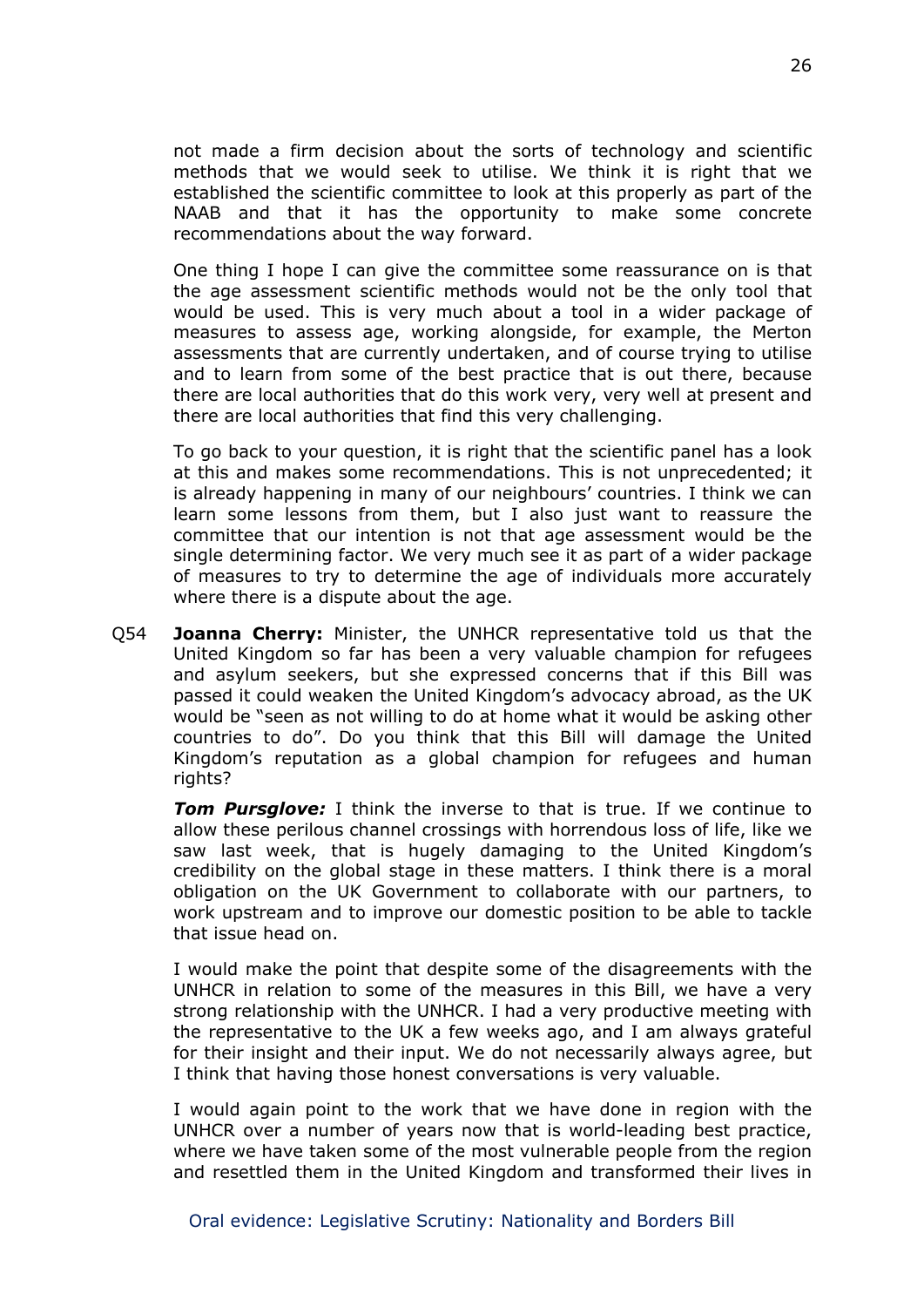not made a firm decision about the sorts of technology and scientific methods that we would seek to utilise. We think it is right that we established the scientific committee to look at this properly as part of the NAAB and that it has the opportunity to make some concrete recommendations about the way forward.

One thing I hope I can give the committee some reassurance on is that the age assessment scientific methods would not be the only tool that would be used. This is very much about a tool in a wider package of measures to assess age, working alongside, for example, the Merton assessments that are currently undertaken, and of course trying to utilise and to learn from some of the best practice that is out there, because there are local authorities that do this work very, very well at present and there are local authorities that find this very challenging.

To go back to your question, it is right that the scientific panel has a look at this and makes some recommendations. This is not unprecedented; it is already happening in many of our neighbours' countries. I think we can learn some lessons from them, but I also just want to reassure the committee that our intention is not that age assessment would be the single determining factor. We very much see it as part of a wider package of measures to try to determine the age of individuals more accurately where there is a dispute about the age.

Q54 **Joanna Cherry:** Minister, the UNHCR representative told us that the United Kingdom so far has been a very valuable champion for refugees and asylum seekers, but she expressed concerns that if this Bill was passed it could weaken the United Kingdom's advocacy abroad, as the UK would be "seen as not willing to do at home what it would be asking other countries to do". Do you think that this Bill will damage the United Kingdom's reputation as a global champion for refugees and human rights?

***Tom Pursglove:*** I think the inverse to that is true. If we continue to allow these perilous channel crossings with horrendous loss of life, like we saw last week, that is hugely damaging to the United Kingdom's credibility on the global stage in these matters. I think there is a moral obligation on the UK Government to collaborate with our partners, to work upstream and to improve our domestic position to be able to tackle that issue head on.

I would make the point that despite some of the disagreements with the UNHCR in relation to some of the measures in this Bill, we have a very strong relationship with the UNHCR. I had a very productive meeting with the representative to the UK a few weeks ago, and I am always grateful for their insight and their input. We do not necessarily always agree, but I think that having those honest conversations is very valuable.

I would again point to the work that we have done in region with the UNHCR over a number of years now that is world-leading best practice, where we have taken some of the most vulnerable people from the region and resettled them in the United Kingdom and transformed their lives in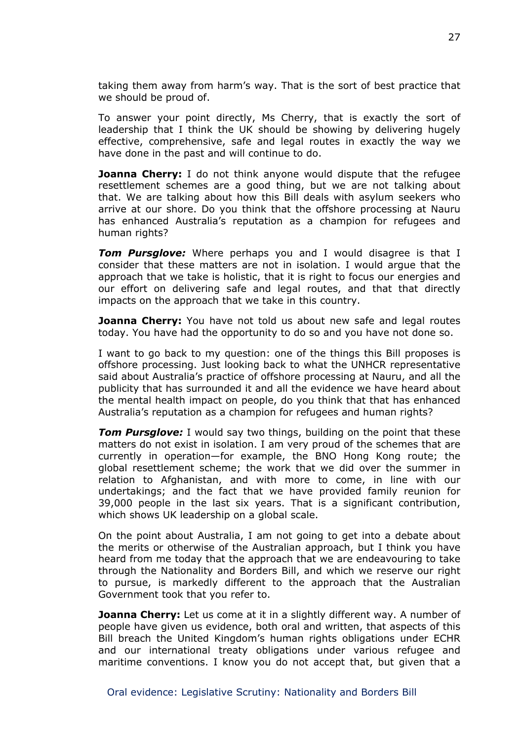taking them away from harm's way. That is the sort of best practice that we should be proud of.

To answer your point directly, Ms Cherry, that is exactly the sort of leadership that I think the UK should be showing by delivering hugely effective, comprehensive, safe and legal routes in exactly the way we have done in the past and will continue to do.

**Joanna Cherry:** I do not think anyone would dispute that the refugee resettlement schemes are a good thing, but we are not talking about that. We are talking about how this Bill deals with asylum seekers who arrive at our shore. Do you think that the offshore processing at Nauru has enhanced Australia's reputation as a champion for refugees and human rights?

***Tom Pursglove:*** Where perhaps you and I would disagree is that I consider that these matters are not in isolation. I would argue that the approach that we take is holistic, that it is right to focus our energies and our effort on delivering safe and legal routes, and that that directly impacts on the approach that we take in this country.

**Joanna Cherry:** You have not told us about new safe and legal routes today. You have had the opportunity to do so and you have not done so.

I want to go back to my question: one of the things this Bill proposes is offshore processing. Just looking back to what the UNHCR representative said about Australia's practice of offshore processing at Nauru, and all the publicity that has surrounded it and all the evidence we have heard about the mental health impact on people, do you think that that has enhanced Australia's reputation as a champion for refugees and human rights?

***Tom Pursglove:*** I would say two things, building on the point that these matters do not exist in isolation. I am very proud of the schemes that are currently in operation—for example, the BNO Hong Kong route; the global resettlement scheme; the work that we did over the summer in relation to Afghanistan, and with more to come, in line with our undertakings; and the fact that we have provided family reunion for 39,000 people in the last six years. That is a significant contribution, which shows UK leadership on a global scale.

On the point about Australia, I am not going to get into a debate about the merits or otherwise of the Australian approach, but I think you have heard from me today that the approach that we are endeavouring to take through the Nationality and Borders Bill, and which we reserve our right to pursue, is markedly different to the approach that the Australian Government took that you refer to.

**Joanna Cherry:** Let us come at it in a slightly different way. A number of people have given us evidence, both oral and written, that aspects of this Bill breach the United Kingdom's human rights obligations under ECHR and our international treaty obligations under various refugee and maritime conventions. I know you do not accept that, but given that a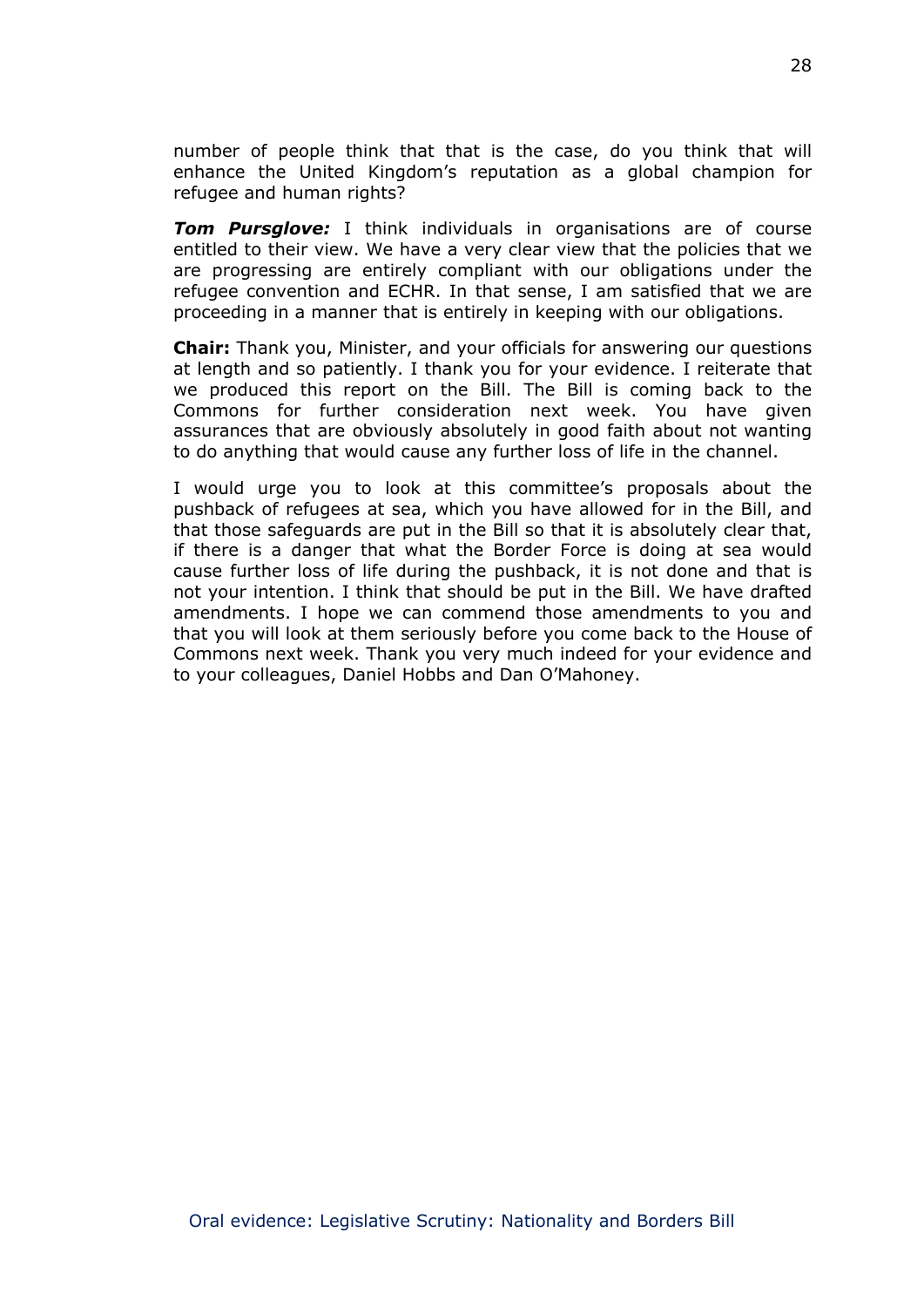number of people think that that is the case, do you think that will enhance the United Kingdom's reputation as a global champion for refugee and human rights?

***Tom Pursglove:*** I think individuals in organisations are of course entitled to their view. We have a very clear view that the policies that we are progressing are entirely compliant with our obligations under the refugee convention and ECHR. In that sense, I am satisfied that we are proceeding in a manner that is entirely in keeping with our obligations.

**Chair:** Thank you, Minister, and your officials for answering our questions at length and so patiently. I thank you for your evidence. I reiterate that we produced this report on the Bill. The Bill is coming back to the Commons for further consideration next week. You have given assurances that are obviously absolutely in good faith about not wanting to do anything that would cause any further loss of life in the channel.

I would urge you to look at this committee's proposals about the pushback of refugees at sea, which you have allowed for in the Bill, and that those safeguards are put in the Bill so that it is absolutely clear that, if there is a danger that what the Border Force is doing at sea would cause further loss of life during the pushback, it is not done and that is not your intention. I think that should be put in the Bill. We have drafted amendments. I hope we can commend those amendments to you and that you will look at them seriously before you come back to the House of Commons next week. Thank you very much indeed for your evidence and to your colleagues, Daniel Hobbs and Dan O'Mahoney.